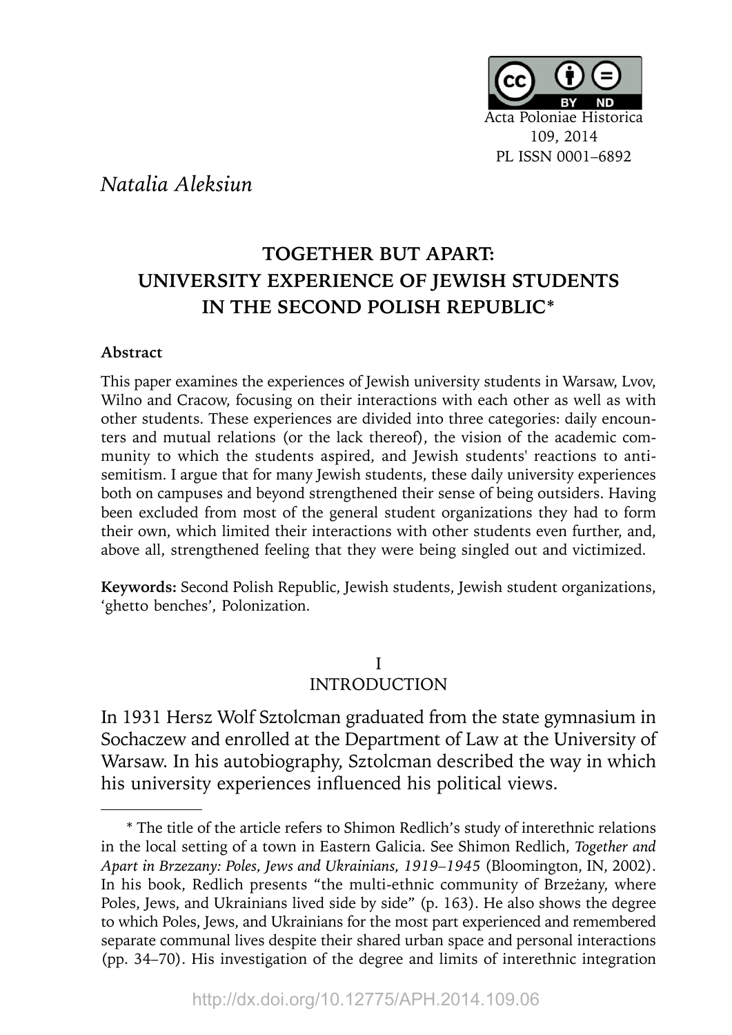Acta Poloniae Historica
109, 2014
PL ISSN 0001–6892

*Natalia Aleksiun*

# TOGETHER BUT APART: UNIVERSITY EXPERIENCE OF JEWISH STUDENTS IN THE SECOND POLISH REPUBLIC*

**Abstract**

This paper examines the experiences of Jewish university students in Warsaw, Lvov, Wilno and Cracow, focusing on their interactions with each other as well as with other students. These experiences are divided into three categories: daily encounters and mutual relations (or the lack thereof), the vision of the academic community to which the students aspired, and Jewish students' reactions to antisemitism. I argue that for many Jewish students, these daily university experiences both on campuses and beyond strengthened their sense of being outsiders. Having been excluded from most of the general student organizations they had to form their own, which limited their interactions with other students even further, and, above all, strengthened feeling that they were being singled out and victimized.

**Keywords:** Second Polish Republic, Jewish students, Jewish student organizations, 'ghetto benches', Polonization.

## I
## INTRODUCTION

In 1931 Hersz Wolf Sztolcman graduated from the state gymnasium in Sochaczew and enrolled at the Department of Law at the University of Warsaw. In his autobiography, Sztolcman described the way in which his university experiences influenced his political views.

---

* The title of the article refers to Shimon Redlich's study of interethnic relations in the local setting of a town in Eastern Galicia. See Shimon Redlich, *Together and Apart in Brzezany: Poles, Jews and Ukrainians, 1919–1945* (Bloomington, IN, 2002). In his book, Redlich presents "the multi-ethnic community of Brzeżany, where Poles, Jews, and Ukrainians lived side by side" (p. 163). He also shows the degree to which Poles, Jews, and Ukrainians for the most part experienced and remembered separate communal lives despite their shared urban space and personal interactions (pp. 34–70). His investigation of the degree and limits of interethnic integration

http://dx.doi.org/10.12775/APH.2014.109.06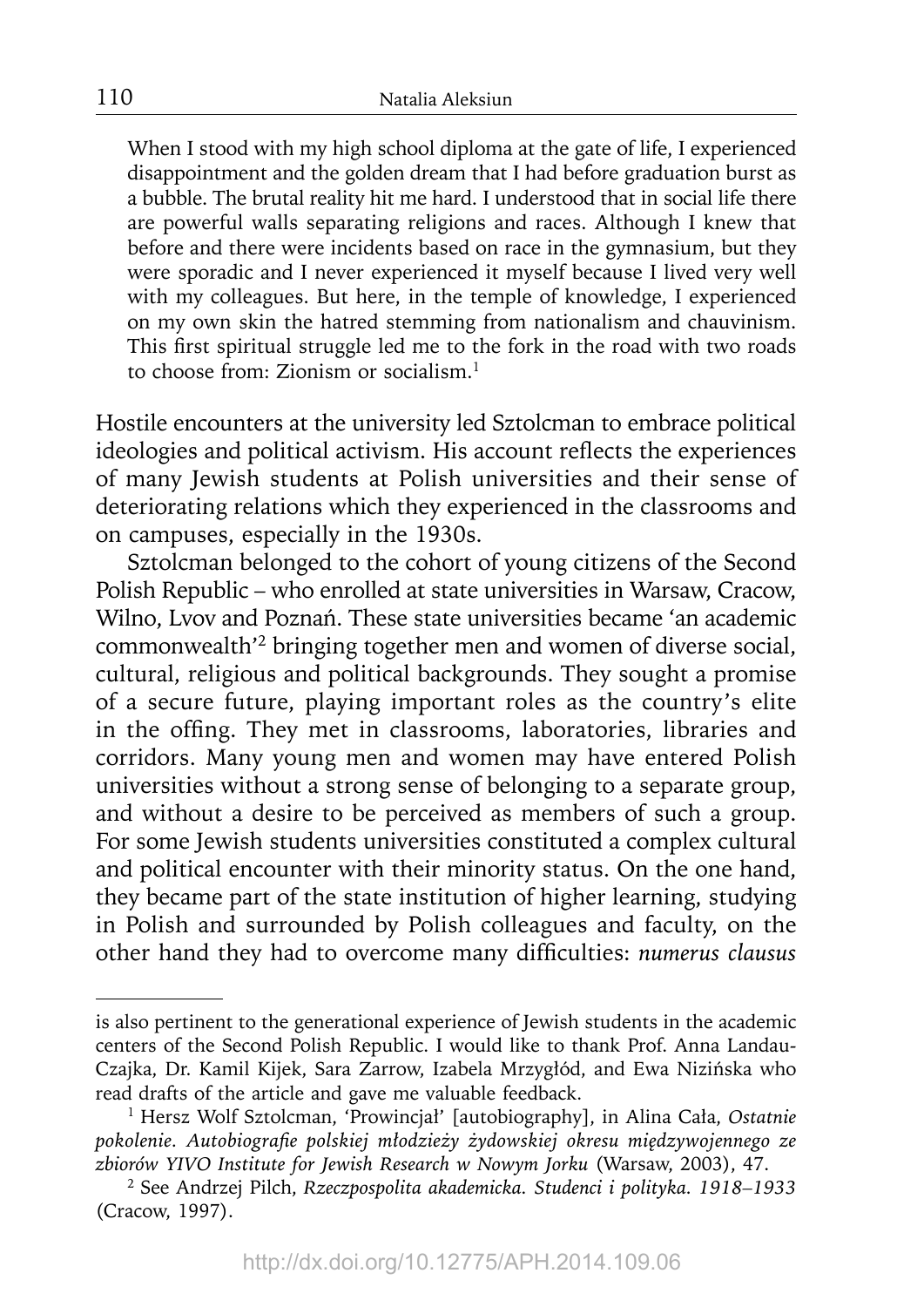> When I stood with my high school diploma at the gate of life, I experienced disappointment and the golden dream that I had before graduation burst as a bubble. The brutal reality hit me hard. I understood that in social life there are powerful walls separating religions and races. Although I knew that before and there were incidents based on race in the gymnasium, but they were sporadic and I never experienced it myself because I lived very well with my colleagues. But here, in the temple of knowledge, I experienced on my own skin the hatred stemming from nationalism and chauvinism. This first spiritual struggle led me to the fork in the road with two roads to choose from: Zionism or socialism.[1]

Hostile encounters at the university led Sztolcman to embrace political ideologies and political activism. His account reflects the experiences of many Jewish students at Polish universities and their sense of deteriorating relations which they experienced in the classrooms and on campuses, especially in the 1930s.

Sztolcman belonged to the cohort of young citizens of the Second Polish Republic – who enrolled at state universities in Warsaw, Cracow, Wilno, Lvov and Poznań. These state universities became 'an academic commonwealth'[2] bringing together men and women of diverse social, cultural, religious and political backgrounds. They sought a promise of a secure future, playing important roles as the country's elite in the offing. They met in classrooms, laboratories, libraries and corridors. Many young men and women may have entered Polish universities without a strong sense of belonging to a separate group, and without a desire to be perceived as members of such a group. For some Jewish students universities constituted a complex cultural and political encounter with their minority status. On the one hand, they became part of the state institution of higher learning, studying in Polish and surrounded by Polish colleagues and faculty, on the other hand they had to overcome many difficulties: *numerus clausus*

---

is also pertinent to the generational experience of Jewish students in the academic centers of the Second Polish Republic. I would like to thank Prof. Anna Landau-Czajka, Dr. Kamil Kijek, Sara Zarrow, Izabela Mrzygłód, and Ewa Nizińska who read drafts of the article and gave me valuable feedback.

[1] Hersz Wolf Sztolcman, 'Prowincjał' [autobiography], in Alina Cała, *Ostatnie pokolenie. Autobiografie polskiej młodzieży żydowskiej okresu międzywojennego ze zbiorów YIVO Institute for Jewish Research w Nowym Jorku* (Warsaw, 2003), 47.

[2] See Andrzej Pilch, *Rzeczpospolita akademicka. Studenci i polityka. 1918–1933* (Cracow, 1997).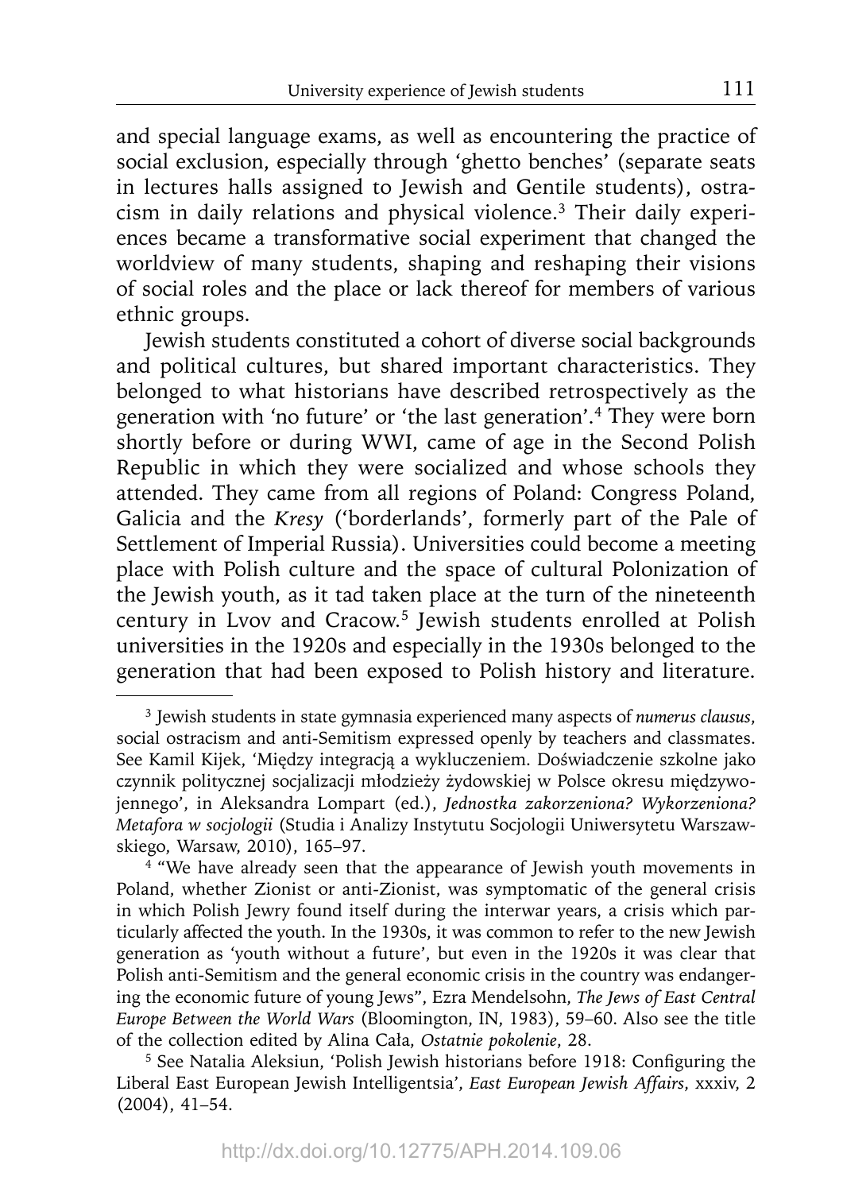and special language exams, as well as encountering the practice of social exclusion, especially through 'ghetto benches' (separate seats in lectures halls assigned to Jewish and Gentile students), ostracism in daily relations and physical violence.[3] Their daily experiences became a transformative social experiment that changed the worldview of many students, shaping and reshaping their visions of social roles and the place or lack thereof for members of various ethnic groups.

Jewish students constituted a cohort of diverse social backgrounds and political cultures, but shared important characteristics. They belonged to what historians have described retrospectively as the generation with 'no future' or 'the last generation'.[4] They were born shortly before or during WWI, came of age in the Second Polish Republic in which they were socialized and whose schools they attended. They came from all regions of Poland: Congress Poland, Galicia and the *Kresy* ('borderlands', formerly part of the Pale of Settlement of Imperial Russia). Universities could become a meeting place with Polish culture and the space of cultural Polonization of the Jewish youth, as it tad taken place at the turn of the nineteenth century in Lvov and Cracow.[5] Jewish students enrolled at Polish universities in the 1920s and especially in the 1930s belonged to the generation that had been exposed to Polish history and literature.

---

[3] Jewish students in state gymnasia experienced many aspects of *numerus clausus*, social ostracism and anti-Semitism expressed openly by teachers and classmates. See Kamil Kijek, 'Między integracją a wykluczeniem. Doświadczenie szkolne jako czynnik politycznej socjalizacji młodzieży żydowskiej w Polsce okresu międzywojennego', in Aleksandra Lompart (ed.), *Jednostka zakorzeniona? Wykorzeniona? Metafora w socjologii* (Studia i Analizy Instytutu Socjologii Uniwersytetu Warszawskiego, Warsaw, 2010), 165–97.

[4] "We have already seen that the appearance of Jewish youth movements in Poland, whether Zionist or anti-Zionist, was symptomatic of the general crisis in which Polish Jewry found itself during the interwar years, a crisis which particularly affected the youth. In the 1930s, it was common to refer to the new Jewish generation as 'youth without a future', but even in the 1920s it was clear that Polish anti-Semitism and the general economic crisis in the country was endangering the economic future of young Jews", Ezra Mendelsohn, *The Jews of East Central Europe Between the World Wars* (Bloomington, IN, 1983), 59–60. Also see the title of the collection edited by Alina Cała, *Ostatnie pokolenie*, 28.

[5] See Natalia Aleksiun, 'Polish Jewish historians before 1918: Configuring the Liberal East European Jewish Intelligentsia', *East European Jewish Affairs*, xxxiv, 2 (2004), 41–54.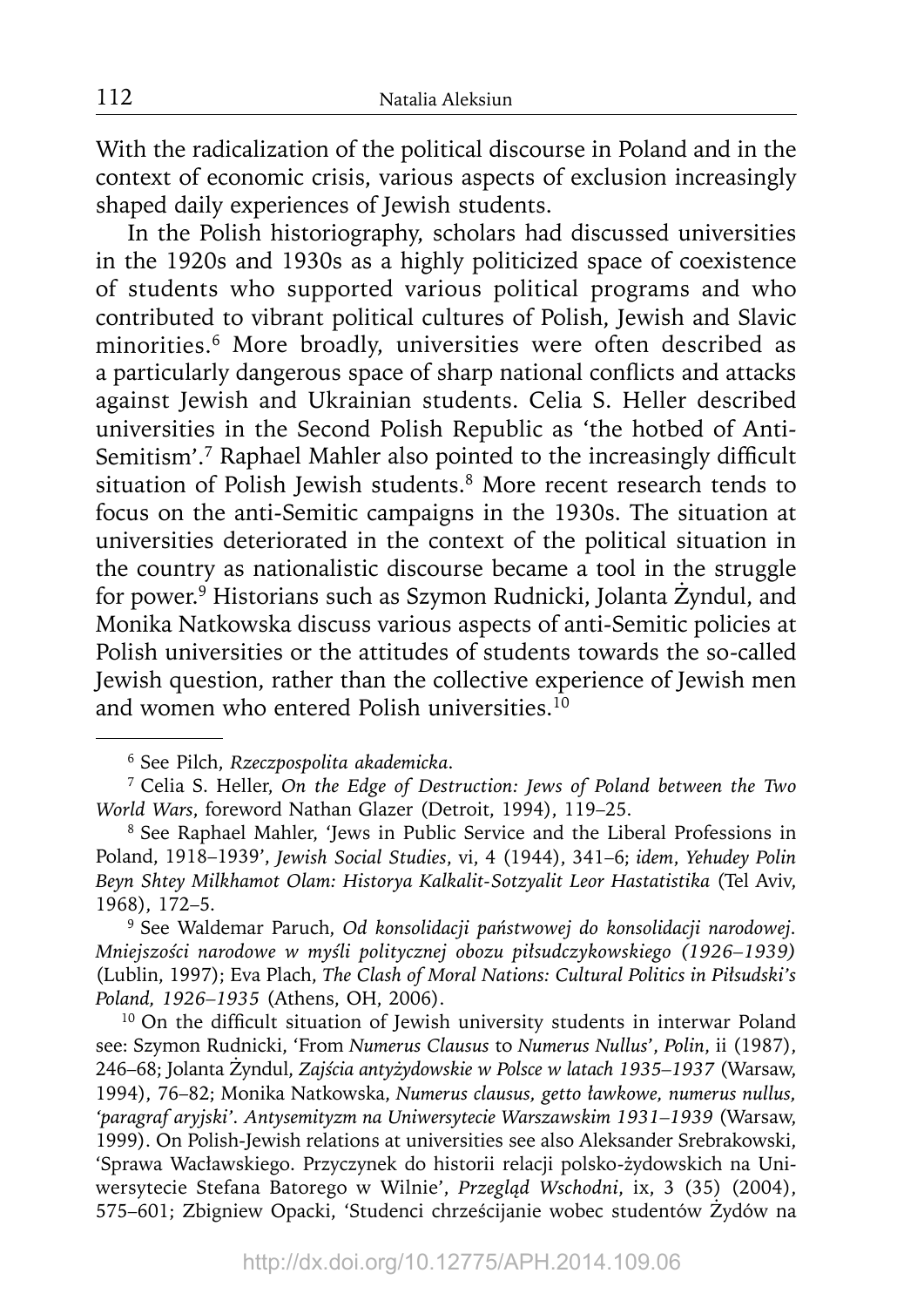With the radicalization of the political discourse in Poland and in the context of economic crisis, various aspects of exclusion increasingly shaped daily experiences of Jewish students.

In the Polish historiography, scholars had discussed universities in the 1920s and 1930s as a highly politicized space of coexistence of students who supported various political programs and who contributed to vibrant political cultures of Polish, Jewish and Slavic minorities.[6] More broadly, universities were often described as a particularly dangerous space of sharp national conflicts and attacks against Jewish and Ukrainian students. Celia S. Heller described universities in the Second Polish Republic as 'the hotbed of Anti-Semitism'.[7] Raphael Mahler also pointed to the increasingly difficult situation of Polish Jewish students.[8] More recent research tends to focus on the anti-Semitic campaigns in the 1930s. The situation at universities deteriorated in the context of the political situation in the country as nationalistic discourse became a tool in the struggle for power.[9] Historians such as Szymon Rudnicki, Jolanta Żyndul, and Monika Natkowska discuss various aspects of anti-Semitic policies at Polish universities or the attitudes of students towards the so-called Jewish question, rather than the collective experience of Jewish men and women who entered Polish universities.[10]

---

[6] See Pilch, *Rzeczpospolita akademicka*.

[7] Celia S. Heller, *On the Edge of Destruction: Jews of Poland between the Two World Wars*, foreword Nathan Glazer (Detroit, 1994), 119–25.

[8] See Raphael Mahler, 'Jews in Public Service and the Liberal Professions in Poland, 1918–1939', *Jewish Social Studies*, vi, 4 (1944), 341–6; *idem*, *Yehudey Polin Beyn Shtey Milkhamot Olam: Historya Kalkalit-Sotzyalit Leor Hastatistika* (Tel Aviv, 1968), 172–5.

[9] See Waldemar Paruch, *Od konsolidacji państwowej do konsolidacji narodowej. Mniejszości narodowe w myśli politycznej obozu piłsudczykowskiego (1926–1939)* (Lublin, 1997); Eva Plach, *The Clash of Moral Nations: Cultural Politics in Piłsudski's Poland, 1926–1935* (Athens, OH, 2006).

[10] On the difficult situation of Jewish university students in interwar Poland see: Szymon Rudnicki, 'From *Numerus Clausus* to *Numerus Nullus*', *Polin*, ii (1987), 246–68; Jolanta Żyndul, *Zajścia antyżydowskie w Polsce w latach 1935–1937* (Warsaw, 1994), 76–82; Monika Natkowska, *Numerus clausus, getto ławkowe, numerus nullus, 'paragraf aryjski'. Antysemityzm na Uniwersytecie Warszawskim 1931–1939* (Warsaw, 1999). On Polish-Jewish relations at universities see also Aleksander Srebrakowski, 'Sprawa Wacławskiego. Przyczynek do historii relacji polsko-żydowskich na Uniwersytecie Stefana Batorego w Wilnie', *Przegląd Wschodni*, ix, 3 (35) (2004), 575–601; Zbigniew Opacki, 'Studenci chrześcijanie wobec studentów Żydów na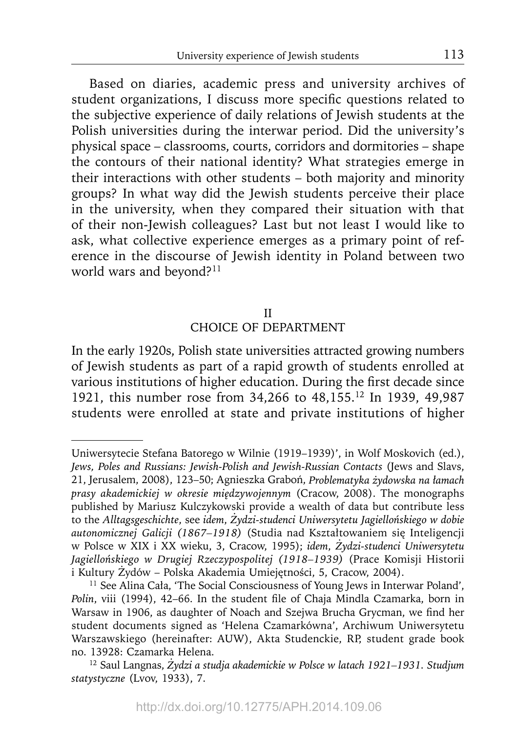Based on diaries, academic press and university archives of student organizations, I discuss more specific questions related to the subjective experience of daily relations of Jewish students at the Polish universities during the interwar period. Did the university's physical space – classrooms, courts, corridors and dormitories – shape the contours of their national identity? What strategies emerge in their interactions with other students – both majority and minority groups? In what way did the Jewish students perceive their place in the university, when they compared their situation with that of their non-Jewish colleagues? Last but not least I would like to ask, what collective experience emerges as a primary point of reference in the discourse of Jewish identity in Poland between two world wars and beyond?[11]

## II
## CHOICE OF DEPARTMENT

In the early 1920s, Polish state universities attracted growing numbers of Jewish students as part of a rapid growth of students enrolled at various institutions of higher education. During the first decade since 1921, this number rose from 34,266 to 48,155.[12] In 1939, 49,987 students were enrolled at state and private institutions of higher

---

Uniwersytecie Stefana Batorego w Wilnie (1919–1939)', in Wolf Moskovich (ed.), *Jews, Poles and Russians: Jewish-Polish and Jewish-Russian Contacts* (Jews and Slavs, 21, Jerusalem, 2008), 123–50; Agnieszka Graboń, *Problematyka żydowska na łamach prasy akademickiej w okresie międzywojennym* (Cracow, 2008). The monographs published by Mariusz Kulczykowski provide a wealth of data but contribute less to the *Alltagsgeschichte*, see *idem*, *Żydzi-studenci Uniwersytetu Jagiellońskiego w dobie autonomicznej Galicji (1867–1918)* (Studia nad Kształtowaniem się Inteligencji w Polsce w XIX i XX wieku, 3, Cracow, 1995); *idem*, *Żydzi-studenci Uniwersytetu Jagiellońskiego w Drugiej Rzeczypospolitej (1918–1939)* (Prace Komisji Historii i Kultury Żydów – Polska Akademia Umiejętności, 5, Cracow, 2004).

[11] See Alina Cała, 'The Social Consciousness of Young Jews in Interwar Poland', *Polin*, viii (1994), 42–66. In the student file of Chaja Mindla Czamarka, born in Warsaw in 1906, as daughter of Noach and Szejwa Brucha Grycman, we find her student documents signed as 'Helena Czamarkówna', Archiwum Uniwersytetu Warszawskiego (hereinafter: AUW), Akta Studenckie, RP, student grade book no. 13928: Czamarka Helena.

[12] Saul Langnas, *Żydzi a studja akademickie w Polsce w latach 1921–1931. Studjum statystyczne* (Lvov, 1933), 7.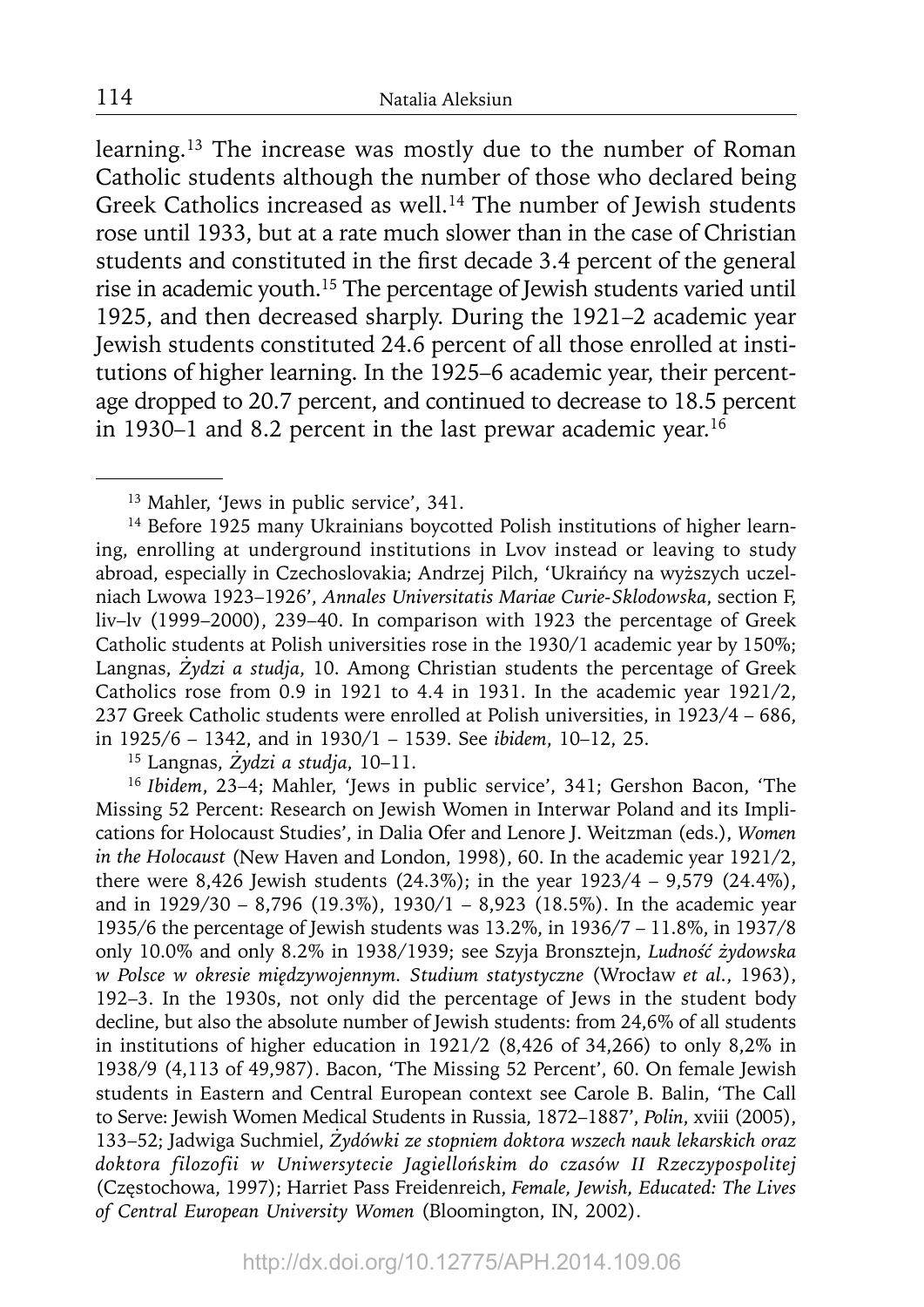learning.[13] The increase was mostly due to the number of Roman Catholic students although the number of those who declared being Greek Catholics increased as well.[14] The number of Jewish students rose until 1933, but at a rate much slower than in the case of Christian students and constituted in the first decade 3.4 percent of the general rise in academic youth.[15] The percentage of Jewish students varied until 1925, and then decreased sharply. During the 1921–2 academic year Jewish students constituted 24.6 percent of all those enrolled at institutions of higher learning. In the 1925–6 academic year, their percentage dropped to 20.7 percent, and continued to decrease to 18.5 percent in 1930–1 and 8.2 percent in the last prewar academic year.[16]

---

[13] Mahler, 'Jews in public service', 341.

[14] Before 1925 many Ukrainians boycotted Polish institutions of higher learning, enrolling at underground institutions in Lvov instead or leaving to study abroad, especially in Czechoslovakia; Andrzej Pilch, 'Ukraińcy na wyższych uczelniach Lwowa 1923–1926', *Annales Universitatis Mariae Curie-Sklodowska*, section F, liv–lv (1999–2000), 239–40. In comparison with 1923 the percentage of Greek Catholic students at Polish universities rose in the 1930/1 academic year by 150%; Langnas, *Żydzi a studja*, 10. Among Christian students the percentage of Greek Catholics rose from 0.9 in 1921 to 4.4 in 1931. In the academic year 1921/2, 237 Greek Catholic students were enrolled at Polish universities, in 1923/4 – 686, in 1925/6 – 1342, and in 1930/1 – 1539. See *ibidem*, 10–12, 25.

[15] Langnas, *Żydzi a studja*, 10–11.

[16] *Ibidem*, 23–4; Mahler, 'Jews in public service', 341; Gershon Bacon, 'The Missing 52 Percent: Research on Jewish Women in Interwar Poland and its Implications for Holocaust Studies', in Dalia Ofer and Lenore J. Weitzman (eds.), *Women in the Holocaust* (New Haven and London, 1998), 60. In the academic year 1921/2, there were 8,426 Jewish students (24.3%); in the year 1923/4 – 9,579 (24.4%), and in 1929/30 – 8,796 (19.3%), 1930/1 – 8,923 (18.5%). In the academic year 1935/6 the percentage of Jewish students was 13.2%, in 1936/7 – 11.8%, in 1937/8 only 10.0% and only 8.2% in 1938/1939; see Szyja Bronsztejn, *Ludność żydowska w Polsce w okresie międzywojennym. Studium statystyczne* (Wrocław *et al.*, 1963), 192–3. In the 1930s, not only did the percentage of Jews in the student body decline, but also the absolute number of Jewish students: from 24,6% of all students in institutions of higher education in 1921/2 (8,426 of 34,266) to only 8,2% in 1938/9 (4,113 of 49,987). Bacon, 'The Missing 52 Percent', 60. On female Jewish students in Eastern and Central European context see Carole B. Balin, 'The Call to Serve: Jewish Women Medical Students in Russia, 1872–1887', *Polin*, xviii (2005), 133–52; Jadwiga Suchmiel, *Żydówki ze stopniem doktora wszech nauk lekarskich oraz doktora filozofii w Uniwersytecie Jagiellońskim do czasów II Rzeczypospolitej* (Częstochowa, 1997); Harriet Pass Freidenreich, *Female, Jewish, Educated: The Lives of Central European University Women* (Bloomington, IN, 2002).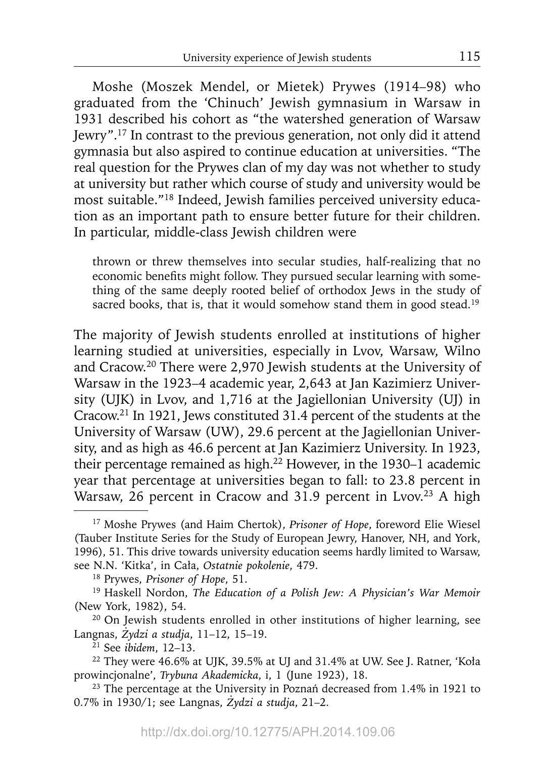Moshe (Moszek Mendel, or Mietek) Prywes (1914–98) who graduated from the 'Chinuch' Jewish gymnasium in Warsaw in 1931 described his cohort as "the watershed generation of Warsaw Jewry".[17] In contrast to the previous generation, not only did it attend gymnasia but also aspired to continue education at universities. "The real question for the Prywes clan of my day was not whether to study at university but rather which course of study and university would be most suitable."[18] Indeed, Jewish families perceived university education as an important path to ensure better future for their children. In particular, middle-class Jewish children were

> thrown or threw themselves into secular studies, half-realizing that no economic benefits might follow. They pursued secular learning with something of the same deeply rooted belief of orthodox Jews in the study of sacred books, that is, that it would somehow stand them in good stead.[19]

The majority of Jewish students enrolled at institutions of higher learning studied at universities, especially in Lvov, Warsaw, Wilno and Cracow.[20] There were 2,970 Jewish students at the University of Warsaw in the 1923–4 academic year, 2,643 at Jan Kazimierz University (UJK) in Lvov, and 1,716 at the Jagiellonian University (UJ) in Cracow.[21] In 1921, Jews constituted 31.4 percent of the students at the University of Warsaw (UW), 29.6 percent at the Jagiellonian University, and as high as 46.6 percent at Jan Kazimierz University. In 1923, their percentage remained as high.[22] However, in the 1930–1 academic year that percentage at universities began to fall: to 23.8 percent in Warsaw, 26 percent in Cracow and 31.9 percent in Lvov.[23] A high

---

[17] Moshe Prywes (and Haim Chertok), *Prisoner of Hope*, foreword Elie Wiesel (Tauber Institute Series for the Study of European Jewry, Hanover, NH, and York, 1996), 51. This drive towards university education seems hardly limited to Warsaw, see N.N. 'Kitka', in Cała, *Ostatnie pokolenie*, 479.

[18] Prywes, *Prisoner of Hope*, 51.

[19] Haskell Nordon, *The Education of a Polish Jew: A Physician's War Memoir* (New York, 1982), 54.

[20] On Jewish students enrolled in other institutions of higher learning, see Langnas, *Żydzi a studja*, 11–12, 15–19.

[21] See *ibidem*, 12–13.

[22] They were 46.6% at UJK, 39.5% at UJ and 31.4% at UW. See J. Ratner, 'Koła prowincjonalne', *Trybuna Akademicka*, i, 1 (June 1923), 18.

[23] The percentage at the University in Poznań decreased from 1.4% in 1921 to 0.7% in 1930/1; see Langnas, *Żydzi a studja*, 21–2.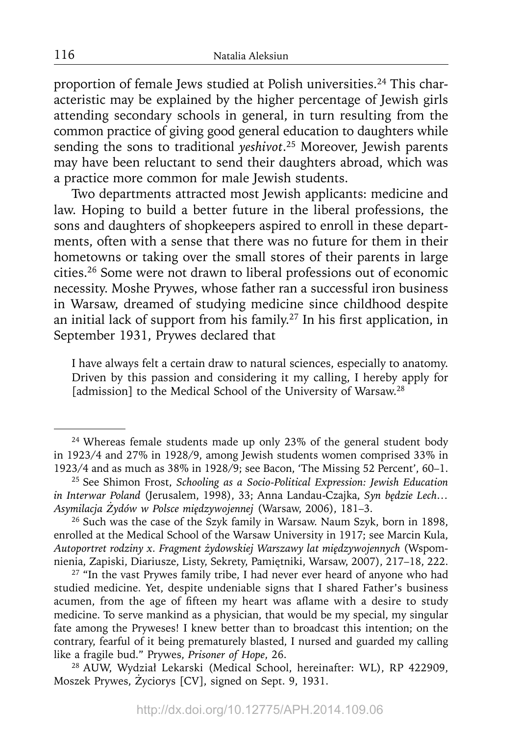proportion of female Jews studied at Polish universities.[24] This characteristic may be explained by the higher percentage of Jewish girls attending secondary schools in general, in turn resulting from the common practice of giving good general education to daughters while sending the sons to traditional *yeshivot*.[25] Moreover, Jewish parents may have been reluctant to send their daughters abroad, which was a practice more common for male Jewish students.

Two departments attracted most Jewish applicants: medicine and law. Hoping to build a better future in the liberal professions, the sons and daughters of shopkeepers aspired to enroll in these departments, often with a sense that there was no future for them in their hometowns or taking over the small stores of their parents in large cities.[26] Some were not drawn to liberal professions out of economic necessity. Moshe Prywes, whose father ran a successful iron business in Warsaw, dreamed of studying medicine since childhood despite an initial lack of support from his family.[27] In his first application, in September 1931, Prywes declared that

> I have always felt a certain draw to natural sciences, especially to anatomy. Driven by this passion and considering it my calling, I hereby apply for [admission] to the Medical School of the University of Warsaw.[28]

---

[24] Whereas female students made up only 23% of the general student body in 1923/4 and 27% in 1928/9, among Jewish students women comprised 33% in 1923/4 and as much as 38% in 1928/9; see Bacon, 'The Missing 52 Percent', 60–1.

[25] See Shimon Frost, *Schooling as a Socio-Political Expression: Jewish Education in Interwar Poland* (Jerusalem, 1998), 33; Anna Landau-Czajka, *Syn będzie Lech… Asymilacja Żydów w Polsce międzywojennej* (Warsaw, 2006), 181–3.

[26] Such was the case of the Szyk family in Warsaw. Naum Szyk, born in 1898, enrolled at the Medical School of the Warsaw University in 1917; see Marcin Kula, *Autoportret rodziny x. Fragment żydowskiej Warszawy lat międzywojennych* (Wspomnienia, Zapiski, Diariusze, Listy, Sekrety, Pamiętniki, Warsaw, 2007), 217–18, 222.

[27] "In the vast Prywes family tribe, I had never ever heard of anyone who had studied medicine. Yet, despite undeniable signs that I shared Father's business acumen, from the age of fifteen my heart was aflame with a desire to study medicine. To serve mankind as a physician, that would be my special, my singular fate among the Pryweses! I knew better than to broadcast this intention; on the contrary, fearful of it being prematurely blasted, I nursed and guarded my calling like a fragile bud." Prywes, *Prisoner of Hope*, 26.

[28] AUW, Wydział Lekarski (Medical School, hereinafter: WL), RP 422909, Moszek Prywes, Życiorys [CV], signed on Sept. 9, 1931.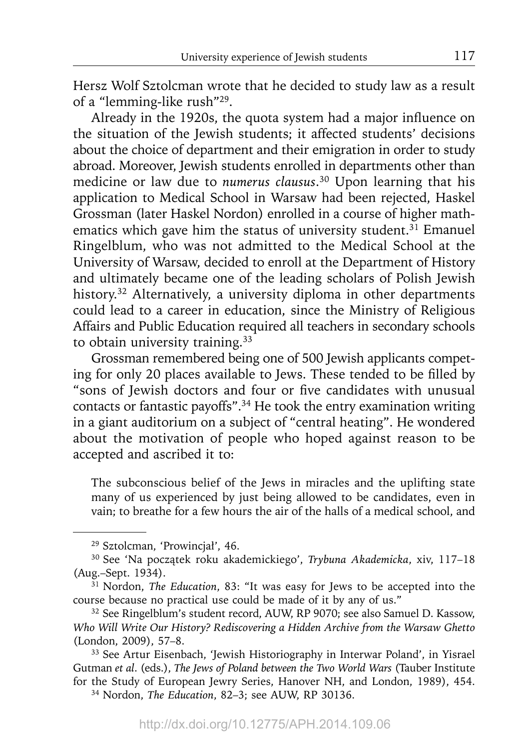Hersz Wolf Sztolcman wrote that he decided to study law as a result of a "lemming-like rush"[29].

Already in the 1920s, the quota system had a major influence on the situation of the Jewish students; it affected students' decisions about the choice of department and their emigration in order to study abroad. Moreover, Jewish students enrolled in departments other than medicine or law due to *numerus clausus*.[30] Upon learning that his application to Medical School in Warsaw had been rejected, Haskel Grossman (later Haskel Nordon) enrolled in a course of higher mathematics which gave him the status of university student.[31] Emanuel Ringelblum, who was not admitted to the Medical School at the University of Warsaw, decided to enroll at the Department of History and ultimately became one of the leading scholars of Polish Jewish history.[32] Alternatively, a university diploma in other departments could lead to a career in education, since the Ministry of Religious Affairs and Public Education required all teachers in secondary schools to obtain university training.[33]

Grossman remembered being one of 500 Jewish applicants competing for only 20 places available to Jews. These tended to be filled by "sons of Jewish doctors and four or five candidates with unusual contacts or fantastic payoffs".[34] He took the entry examination writing in a giant auditorium on a subject of "central heating". He wondered about the motivation of people who hoped against reason to be accepted and ascribed it to:

> The subconscious belief of the Jews in miracles and the uplifting state many of us experienced by just being allowed to be candidates, even in vain; to breathe for a few hours the air of the halls of a medical school, and

---

[29] Sztolcman, 'Prowincjał', 46.

[30] See 'Na początek roku akademickiego', *Trybuna Akademicka*, xiv, 117–18 (Aug.–Sept. 1934).

[31] Nordon, *The Education*, 83: "It was easy for Jews to be accepted into the course because no practical use could be made of it by any of us."

[32] See Ringelblum's student record, AUW, RP 9070; see also Samuel D. Kassow, *Who Will Write Our History? Rediscovering a Hidden Archive from the Warsaw Ghetto* (London, 2009), 57–8.

[33] See Artur Eisenbach, 'Jewish Historiography in Interwar Poland', in Yisrael Gutman *et al.* (eds.), *The Jews of Poland between the Two World Wars* (Tauber Institute for the Study of European Jewry Series, Hanover NH, and London, 1989), 454.

[34] Nordon, *The Education*, 82–3; see AUW, RP 30136.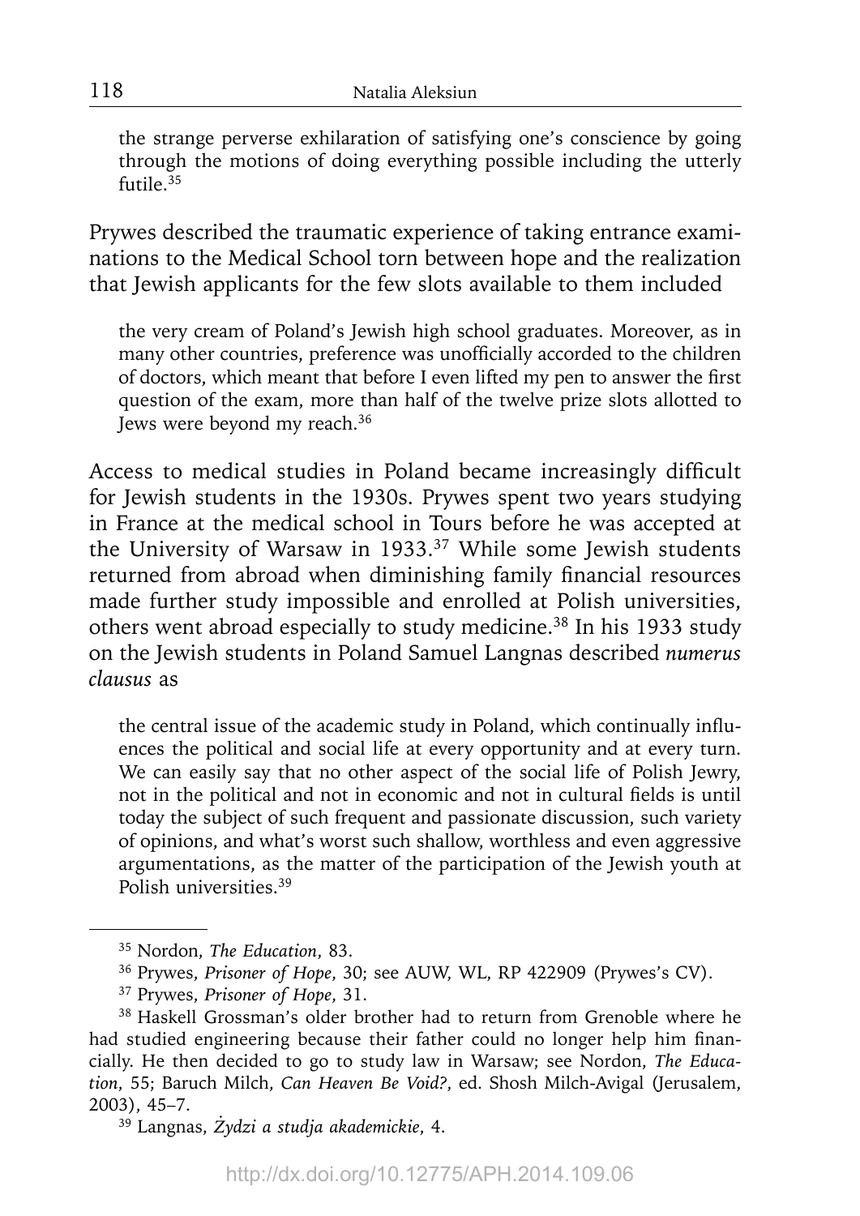> the strange perverse exhilaration of satisfying one's conscience by going through the motions of doing everything possible including the utterly futile.[35]

Prywes described the traumatic experience of taking entrance examinations to the Medical School torn between hope and the realization that Jewish applicants for the few slots available to them included

> the very cream of Poland's Jewish high school graduates. Moreover, as in many other countries, preference was unofficially accorded to the children of doctors, which meant that before I even lifted my pen to answer the first question of the exam, more than half of the twelve prize slots allotted to Jews were beyond my reach.[36]

Access to medical studies in Poland became increasingly difficult for Jewish students in the 1930s. Prywes spent two years studying in France at the medical school in Tours before he was accepted at the University of Warsaw in 1933.[37] While some Jewish students returned from abroad when diminishing family financial resources made further study impossible and enrolled at Polish universities, others went abroad especially to study medicine.[38] In his 1933 study on the Jewish students in Poland Samuel Langnas described *numerus clausus* as

> the central issue of the academic study in Poland, which continually influences the political and social life at every opportunity and at every turn. We can easily say that no other aspect of the social life of Polish Jewry, not in the political and not in economic and not in cultural fields is until today the subject of such frequent and passionate discussion, such variety of opinions, and what's worst such shallow, worthless and even aggressive argumentations, as the matter of the participation of the Jewish youth at Polish universities.[39]

---

[35] Nordon, *The Education*, 83.

[36] Prywes, *Prisoner of Hope*, 30; see AUW, WL, RP 422909 (Prywes's CV).

[37] Prywes, *Prisoner of Hope*, 31.

[38] Haskell Grossman's older brother had to return from Grenoble where he had studied engineering because their father could no longer help him financially. He then decided to go to study law in Warsaw; see Nordon, *The Education*, 55; Baruch Milch, *Can Heaven Be Void?*, ed. Shosh Milch-Avigal (Jerusalem, 2003), 45–7.

[39] Langnas, *Żydzi a studja akademickie*, 4.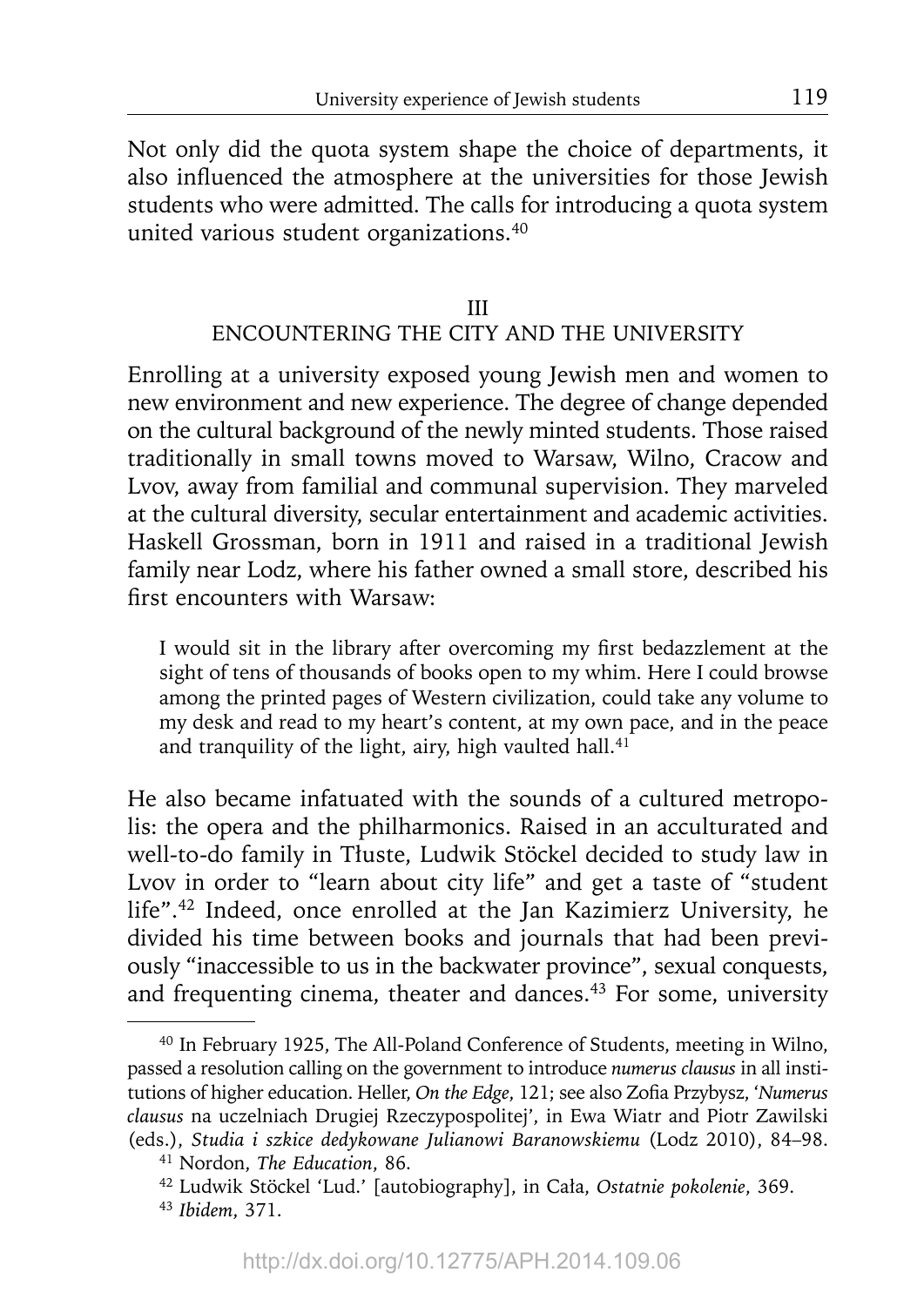Not only did the quota system shape the choice of departments, it also influenced the atmosphere at the universities for those Jewish students who were admitted. The calls for introducing a quota system united various student organizations.[40]

## III
## ENCOUNTERING THE CITY AND THE UNIVERSITY

Enrolling at a university exposed young Jewish men and women to new environment and new experience. The degree of change depended on the cultural background of the newly minted students. Those raised traditionally in small towns moved to Warsaw, Wilno, Cracow and Lvov, away from familial and communal supervision. They marveled at the cultural diversity, secular entertainment and academic activities. Haskell Grossman, born in 1911 and raised in a traditional Jewish family near Lodz, where his father owned a small store, described his first encounters with Warsaw:

> I would sit in the library after overcoming my first bedazzlement at the sight of tens of thousands of books open to my whim. Here I could browse among the printed pages of Western civilization, could take any volume to my desk and read to my heart's content, at my own pace, and in the peace and tranquility of the light, airy, high vaulted hall.[41]

He also became infatuated with the sounds of a cultured metropolis: the opera and the philharmonics. Raised in an acculturated and well-to-do family in Tłuste, Ludwik Stöckel decided to study law in Lvov in order to "learn about city life" and get a taste of "student life".[42] Indeed, once enrolled at the Jan Kazimierz University, he divided his time between books and journals that had been previously "inaccessible to us in the backwater province", sexual conquests, and frequenting cinema, theater and dances.[43] For some, university

---

[40] In February 1925, The All-Poland Conference of Students, meeting in Wilno, passed a resolution calling on the government to introduce *numerus clausus* in all institutions of higher education. Heller, *On the Edge*, 121; see also Zofia Przybysz, '*Numerus clausus* na uczelniach Drugiej Rzeczypospolitej', in Ewa Wiatr and Piotr Zawilski (eds.), *Studia i szkice dedykowane Julianowi Baranowskiemu* (Lodz 2010), 84–98.

[41] Nordon, *The Education*, 86.

[42] Ludwik Stöckel 'Lud.' [autobiography], in Cała, *Ostatnie pokolenie*, 369.

[43] *Ibidem*, 371.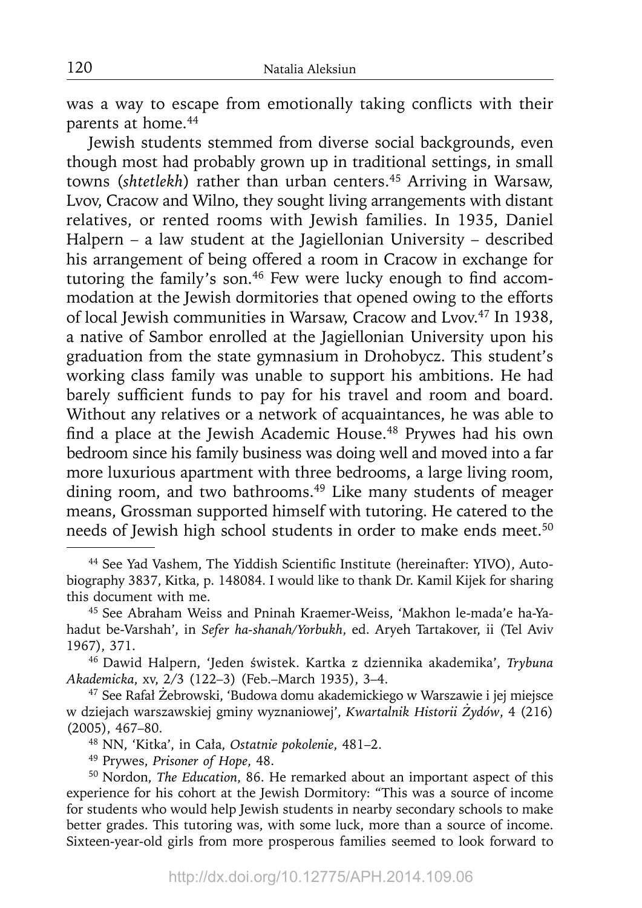was a way to escape from emotionally taking conflicts with their parents at home.[44]

Jewish students stemmed from diverse social backgrounds, even though most had probably grown up in traditional settings, in small towns (*shtetlekh*) rather than urban centers.[45] Arriving in Warsaw, Lvov, Cracow and Wilno, they sought living arrangements with distant relatives, or rented rooms with Jewish families. In 1935, Daniel Halpern – a law student at the Jagiellonian University – described his arrangement of being offered a room in Cracow in exchange for tutoring the family's son.[46] Few were lucky enough to find accommodation at the Jewish dormitories that opened owing to the efforts of local Jewish communities in Warsaw, Cracow and Lvov.[47] In 1938, a native of Sambor enrolled at the Jagiellonian University upon his graduation from the state gymnasium in Drohobycz. This student's working class family was unable to support his ambitions. He had barely sufficient funds to pay for his travel and room and board. Without any relatives or a network of acquaintances, he was able to find a place at the Jewish Academic House.[48] Prywes had his own bedroom since his family business was doing well and moved into a far more luxurious apartment with three bedrooms, a large living room, dining room, and two bathrooms.[49] Like many students of meager means, Grossman supported himself with tutoring. He catered to the needs of Jewish high school students in order to make ends meet.[50]

---

[44] See Yad Vashem, The Yiddish Scientific Institute (hereinafter: YIVO), Autobiography 3837, Kitka, p. 148084. I would like to thank Dr. Kamil Kijek for sharing this document with me.

[45] See Abraham Weiss and Pninah Kraemer-Weiss, 'Makhon le-mada'e ha-Yahadut be-Varshah', in *Sefer ha-shanah/Yorbukh*, ed. Aryeh Tartakover, ii (Tel Aviv 1967), 371.

[46] Dawid Halpern, 'Jeden świstek. Kartka z dziennika akademika', *Trybuna Akademicka*, xv, 2/3 (122–3) (Feb.–March 1935), 3–4.

[47] See Rafał Żebrowski, 'Budowa domu akademickiego w Warszawie i jej miejsce w dziejach warszawskiej gminy wyznaniowej', *Kwartalnik Historii Żydów*, 4 (216) (2005), 467–80.

[48] NN, 'Kitka', in Cała, *Ostatnie pokolenie*, 481–2.

[49] Prywes, *Prisoner of Hope*, 48.

[50] Nordon, *The Education*, 86. He remarked about an important aspect of this experience for his cohort at the Jewish Dormitory: "This was a source of income for students who would help Jewish students in nearby secondary schools to make better grades. This tutoring was, with some luck, more than a source of income. Sixteen-year-old girls from more prosperous families seemed to look forward to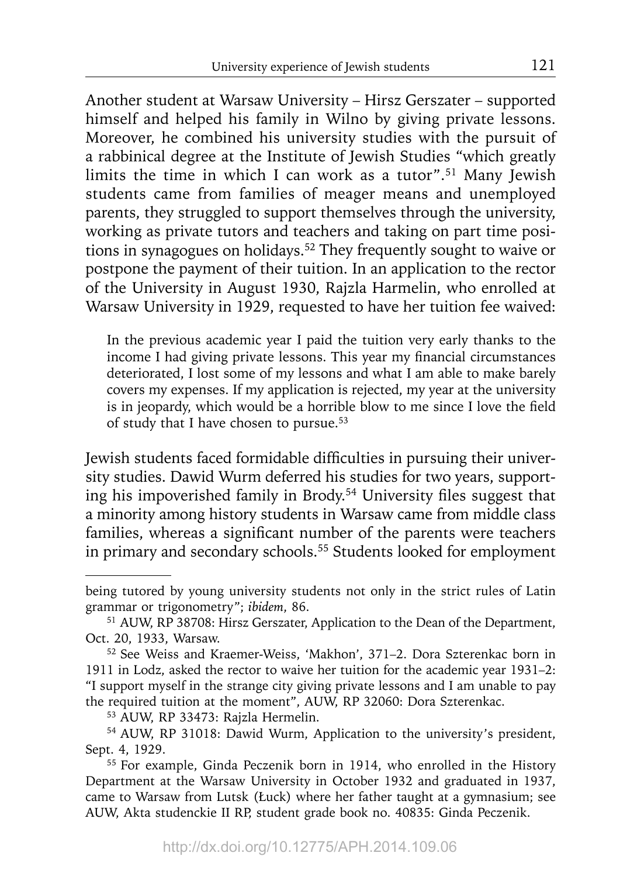Another student at Warsaw University – Hirsz Gerszater – supported himself and helped his family in Wilno by giving private lessons. Moreover, he combined his university studies with the pursuit of a rabbinical degree at the Institute of Jewish Studies "which greatly limits the time in which I can work as a tutor".[51] Many Jewish students came from families of meager means and unemployed parents, they struggled to support themselves through the university, working as private tutors and teachers and taking on part time positions in synagogues on holidays.[52] They frequently sought to waive or postpone the payment of their tuition. In an application to the rector of the University in August 1930, Rajzla Harmelin, who enrolled at Warsaw University in 1929, requested to have her tuition fee waived:

> In the previous academic year I paid the tuition very early thanks to the income I had giving private lessons. This year my financial circumstances deteriorated, I lost some of my lessons and what I am able to make barely covers my expenses. If my application is rejected, my year at the university is in jeopardy, which would be a horrible blow to me since I love the field of study that I have chosen to pursue.[53]

Jewish students faced formidable difficulties in pursuing their university studies. Dawid Wurm deferred his studies for two years, supporting his impoverished family in Brody.[54] University files suggest that a minority among history students in Warsaw came from middle class families, whereas a significant number of the parents were teachers in primary and secondary schools.[55] Students looked for employment

---

being tutored by young university students not only in the strict rules of Latin grammar or trigonometry"; *ibidem*, 86.

[51] AUW, RP 38708: Hirsz Gerszater, Application to the Dean of the Department, Oct. 20, 1933, Warsaw.

[52] See Weiss and Kraemer-Weiss, 'Makhon', 371–2. Dora Szterenkac born in 1911 in Lodz, asked the rector to waive her tuition for the academic year 1931–2: "I support myself in the strange city giving private lessons and I am unable to pay the required tuition at the moment", AUW, RP 32060: Dora Szterenkac.

[53] AUW, RP 33473: Rajzla Hermelin.

[54] AUW, RP 31018: Dawid Wurm, Application to the university's president, Sept. 4, 1929.

[55] For example, Ginda Peczenik born in 1914, who enrolled in the History Department at the Warsaw University in October 1932 and graduated in 1937, came to Warsaw from Lutsk (Łuck) where her father taught at a gymnasium; see AUW, Akta studenckie II RP, student grade book no. 40835: Ginda Peczenik.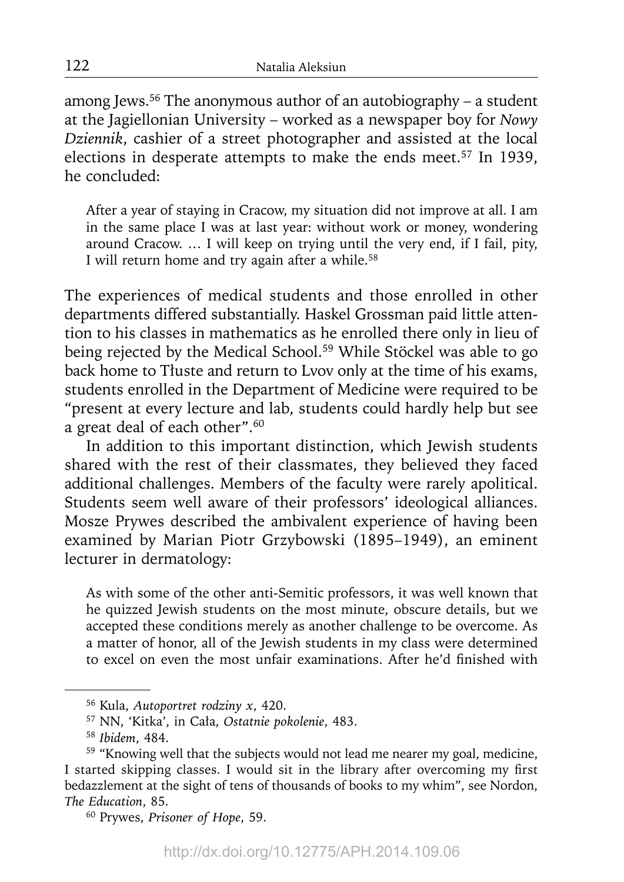among Jews.[56] The anonymous author of an autobiography – a student at the Jagiellonian University – worked as a newspaper boy for *Nowy Dziennik*, cashier of a street photographer and assisted at the local elections in desperate attempts to make the ends meet.[57] In 1939, he concluded:

> After a year of staying in Cracow, my situation did not improve at all. I am in the same place I was at last year: without work or money, wondering around Cracow. … I will keep on trying until the very end, if I fail, pity, I will return home and try again after a while.[58]

The experiences of medical students and those enrolled in other departments differed substantially. Haskel Grossman paid little attention to his classes in mathematics as he enrolled there only in lieu of being rejected by the Medical School.[59] While Stöckel was able to go back home to Tłuste and return to Lvov only at the time of his exams, students enrolled in the Department of Medicine were required to be "present at every lecture and lab, students could hardly help but see a great deal of each other".[60]

In addition to this important distinction, which Jewish students shared with the rest of their classmates, they believed they faced additional challenges. Members of the faculty were rarely apolitical. Students seem well aware of their professors' ideological alliances. Mosze Prywes described the ambivalent experience of having been examined by Marian Piotr Grzybowski (1895–1949), an eminent lecturer in dermatology:

> As with some of the other anti-Semitic professors, it was well known that he quizzed Jewish students on the most minute, obscure details, but we accepted these conditions merely as another challenge to be overcome. As a matter of honor, all of the Jewish students in my class were determined to excel on even the most unfair examinations. After he'd finished with

---

[56] Kula, *Autoportret rodziny x*, 420.

[57] NN, 'Kitka', in Cała, *Ostatnie pokolenie*, 483.

[58] *Ibidem*, 484.

[59] "Knowing well that the subjects would not lead me nearer my goal, medicine, I started skipping classes. I would sit in the library after overcoming my first bedazzlement at the sight of tens of thousands of books to my whim", see Nordon, *The Education*, 85.

[60] Prywes, *Prisoner of Hope*, 59.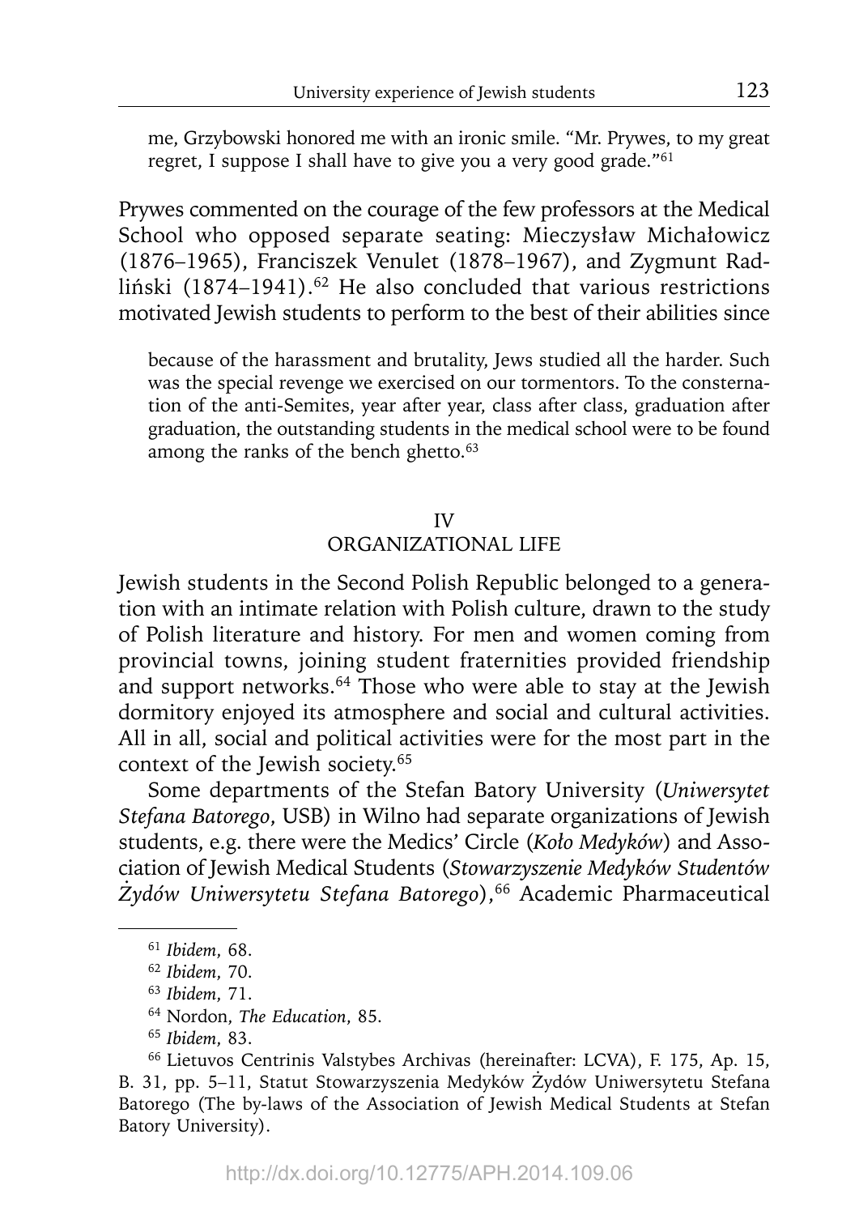me, Grzybowski honored me with an ironic smile. "Mr. Prywes, to my great regret, I suppose I shall have to give you a very good grade."[61]

Prywes commented on the courage of the few professors at the Medical School who opposed separate seating: Mieczysław Michałowicz (1876–1965), Franciszek Venulet (1878–1967), and Zygmunt Radliński (1874–1941).[62] He also concluded that various restrictions motivated Jewish students to perform to the best of their abilities since

> because of the harassment and brutality, Jews studied all the harder. Such was the special revenge we exercised on our tormentors. To the consternation of the anti-Semites, year after year, class after class, graduation after graduation, the outstanding students in the medical school were to be found among the ranks of the bench ghetto.[63]

## IV
## ORGANIZATIONAL LIFE

Jewish students in the Second Polish Republic belonged to a generation with an intimate relation with Polish culture, drawn to the study of Polish literature and history. For men and women coming from provincial towns, joining student fraternities provided friendship and support networks.[64] Those who were able to stay at the Jewish dormitory enjoyed its atmosphere and social and cultural activities. All in all, social and political activities were for the most part in the context of the Jewish society.[65]

Some departments of the Stefan Batory University (*Uniwersytet Stefana Batorego*, USB) in Wilno had separate organizations of Jewish students, e.g. there were the Medics' Circle (*Koło Medyków*) and Association of Jewish Medical Students (*Stowarzyszenie Medyków Studentów Żydów Uniwersytetu Stefana Batorego*),[66] Academic Pharmaceutical

---

[61] *Ibidem*, 68.

[62] *Ibidem*, 70.

[63] *Ibidem*, 71.

[64] Nordon, *The Education*, 85.

[65] *Ibidem*, 83.

[66] Lietuvos Centrinis Valstybes Archivas (hereinafter: LCVA), F. 175, Ap. 15, B. 31, pp. 5–11, Statut Stowarzyszenia Medyków Żydów Uniwersytetu Stefana Batorego (The by-laws of the Association of Jewish Medical Students at Stefan Batory University).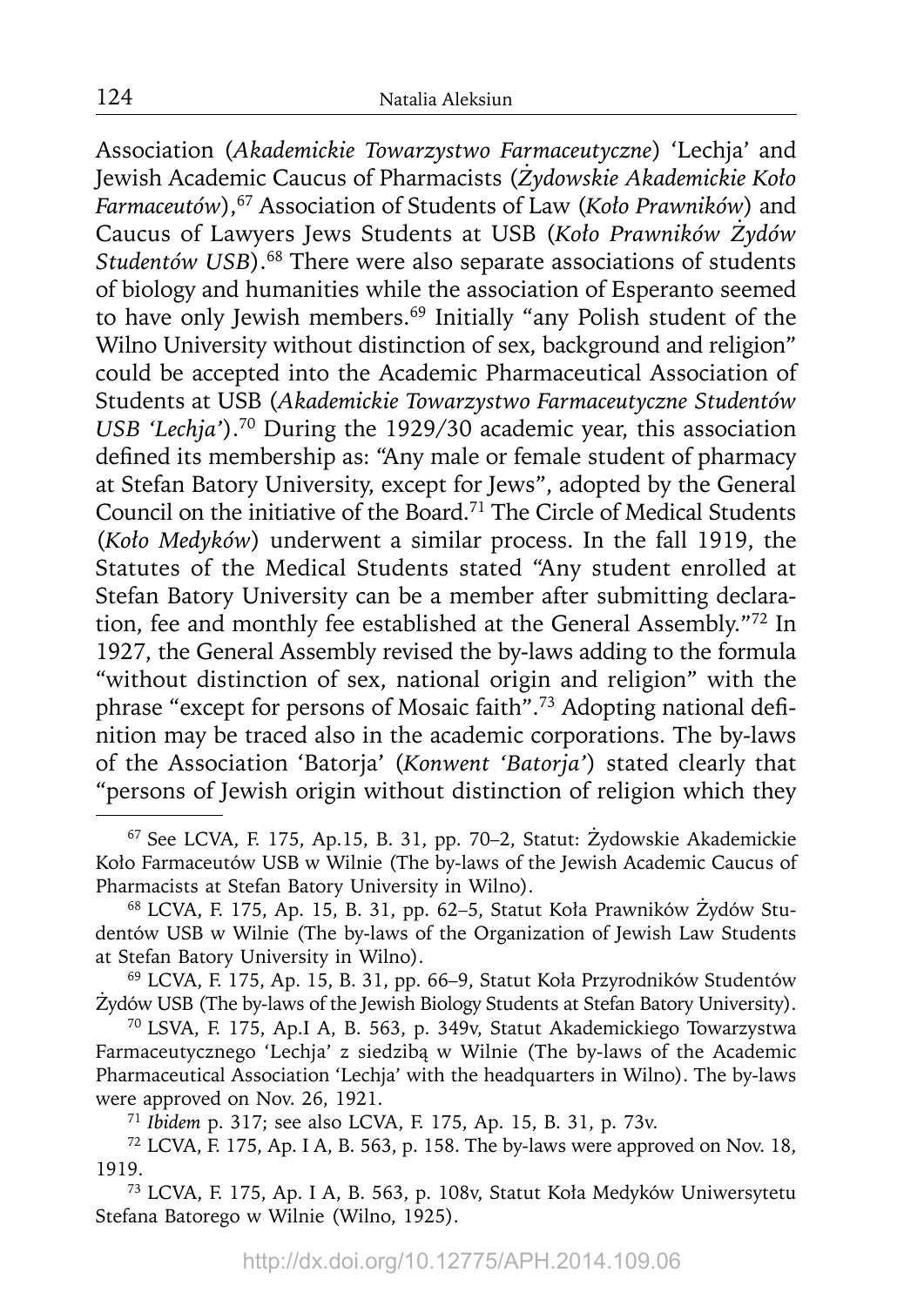Association (*Akademickie Towarzystwo Farmaceutyczne*) 'Lechja' and Jewish Academic Caucus of Pharmacists (*Żydowskie Akademickie Koło Farmaceutów*),[67] Association of Students of Law (*Koło Prawników*) and Caucus of Lawyers Jews Students at USB (*Koło Prawników Żydów Studentów USB*).[68] There were also separate associations of students of biology and humanities while the association of Esperanto seemed to have only Jewish members.[69] Initially "any Polish student of the Wilno University without distinction of sex, background and religion" could be accepted into the Academic Pharmaceutical Association of Students at USB (*Akademickie Towarzystwo Farmaceutyczne Studentów USB 'Lechja'*).[70] During the 1929/30 academic year, this association defined its membership as: "Any male or female student of pharmacy at Stefan Batory University, except for Jews", adopted by the General Council on the initiative of the Board.[71] The Circle of Medical Students (*Koło Medyków*) underwent a similar process. In the fall 1919, the Statutes of the Medical Students stated "Any student enrolled at Stefan Batory University can be a member after submitting declaration, fee and monthly fee established at the General Assembly."[72] In 1927, the General Assembly revised the by-laws adding to the formula "without distinction of sex, national origin and religion" with the phrase "except for persons of Mosaic faith".[73] Adopting national definition may be traced also in the academic corporations. The by-laws of the Association 'Batorja' (*Konwent 'Batorja'*) stated clearly that "persons of Jewish origin without distinction of religion which they

---

[67] See LCVA, F. 175, Ap.15, B. 31, pp. 70–2, Statut: Żydowskie Akademickie Koło Farmaceutów USB w Wilnie (The by-laws of the Jewish Academic Caucus of Pharmacists at Stefan Batory University in Wilno).

[68] LCVA, F. 175, Ap. 15, B. 31, pp. 62–5, Statut Koła Prawników Żydów Studentów USB w Wilnie (The by-laws of the Organization of Jewish Law Students at Stefan Batory University in Wilno).

[69] LCVA, F. 175, Ap. 15, B. 31, pp. 66–9, Statut Koła Przyrodników Studentów Żydów USB (The by-laws of the Jewish Biology Students at Stefan Batory University).

[70] LSVA, F. 175, Ap.I A, B. 563, p. 349v, Statut Akademickiego Towarzystwa Farmaceutycznego 'Lechja' z siedzibą w Wilnie (The by-laws of the Academic Pharmaceutical Association 'Lechja' with the headquarters in Wilno). The by-laws were approved on Nov. 26, 1921.

[71] *Ibidem* p. 317; see also LCVA, F. 175, Ap. 15, B. 31, p. 73v.

[72] LCVA, F. 175, Ap. I A, B. 563, p. 158. The by-laws were approved on Nov. 18, 1919.

[73] LCVA, F. 175, Ap. I A, B. 563, p. 108v, Statut Koła Medyków Uniwersytetu Stefana Batorego w Wilnie (Wilno, 1925).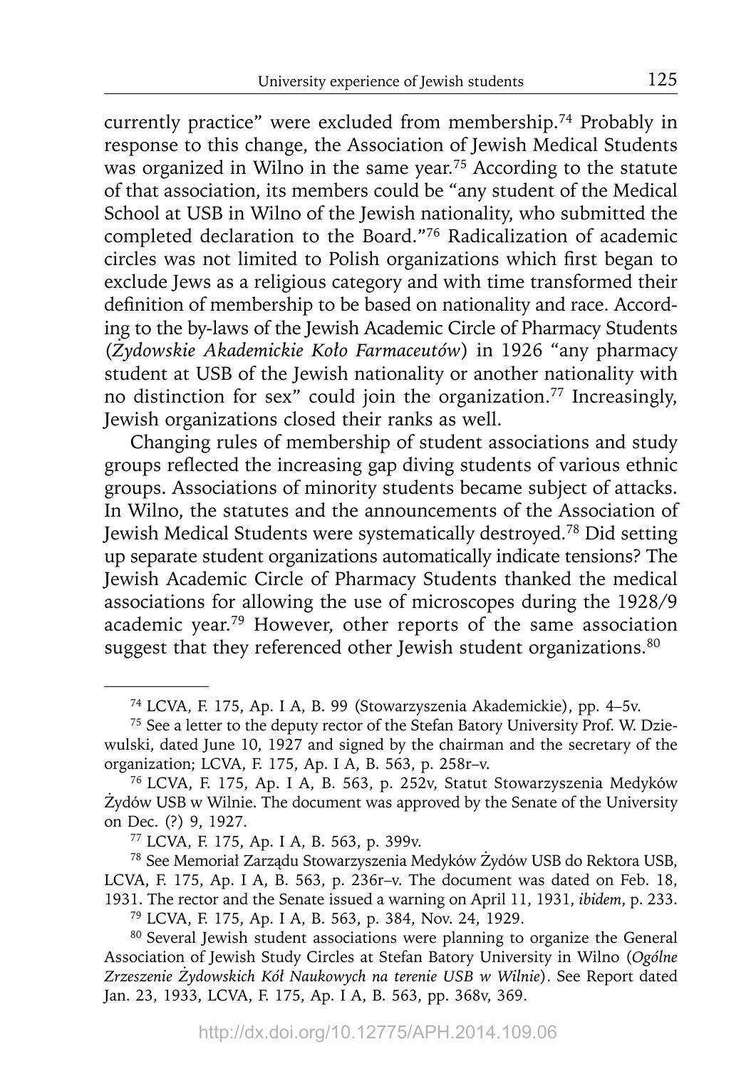currently practice" were excluded from membership.[74] Probably in response to this change, the Association of Jewish Medical Students was organized in Wilno in the same year.[75] According to the statute of that association, its members could be "any student of the Medical School at USB in Wilno of the Jewish nationality, who submitted the completed declaration to the Board."[76] Radicalization of academic circles was not limited to Polish organizations which first began to exclude Jews as a religious category and with time transformed their definition of membership to be based on nationality and race. According to the by-laws of the Jewish Academic Circle of Pharmacy Students (*Żydowskie Akademickie Koło Farmaceutów*) in 1926 "any pharmacy student at USB of the Jewish nationality or another nationality with no distinction for sex" could join the organization.[77] Increasingly, Jewish organizations closed their ranks as well.

Changing rules of membership of student associations and study groups reflected the increasing gap diving students of various ethnic groups. Associations of minority students became subject of attacks. In Wilno, the statutes and the announcements of the Association of Jewish Medical Students were systematically destroyed.[78] Did setting up separate student organizations automatically indicate tensions? The Jewish Academic Circle of Pharmacy Students thanked the medical associations for allowing the use of microscopes during the 1928/9 academic year.[79] However, other reports of the same association suggest that they referenced other Jewish student organizations.[80]

---

[74] LCVA, F. 175, Ap. I A, B. 99 (Stowarzyszenia Akademickie), pp. 4–5v.

[75] See a letter to the deputy rector of the Stefan Batory University Prof. W. Dziewulski, dated June 10, 1927 and signed by the chairman and the secretary of the organization; LCVA, F. 175, Ap. I A, B. 563, p. 258r–v.

[76] LCVA, F. 175, Ap. I A, B. 563, p. 252v, Statut Stowarzyszenia Medyków Żydów USB w Wilnie. The document was approved by the Senate of the University on Dec. (?) 9, 1927.

[77] LCVA, F. 175, Ap. I A, B. 563, p. 399v.

[78] See Memoriał Zarządu Stowarzyszenia Medyków Żydów USB do Rektora USB, LCVA, F. 175, Ap. I A, B. 563, p. 236r–v. The document was dated on Feb. 18, 1931. The rector and the Senate issued a warning on April 11, 1931, *ibidem*, p. 233.

[79] LCVA, F. 175, Ap. I A, B. 563, p. 384, Nov. 24, 1929.

[80] Several Jewish student associations were planning to organize the General Association of Jewish Study Circles at Stefan Batory University in Wilno (*Ogólne Zrzeszenie Żydowskich Kół Naukowych na terenie USB w Wilnie*). See Report dated Jan. 23, 1933, LCVA, F. 175, Ap. I A, B. 563, pp. 368v, 369.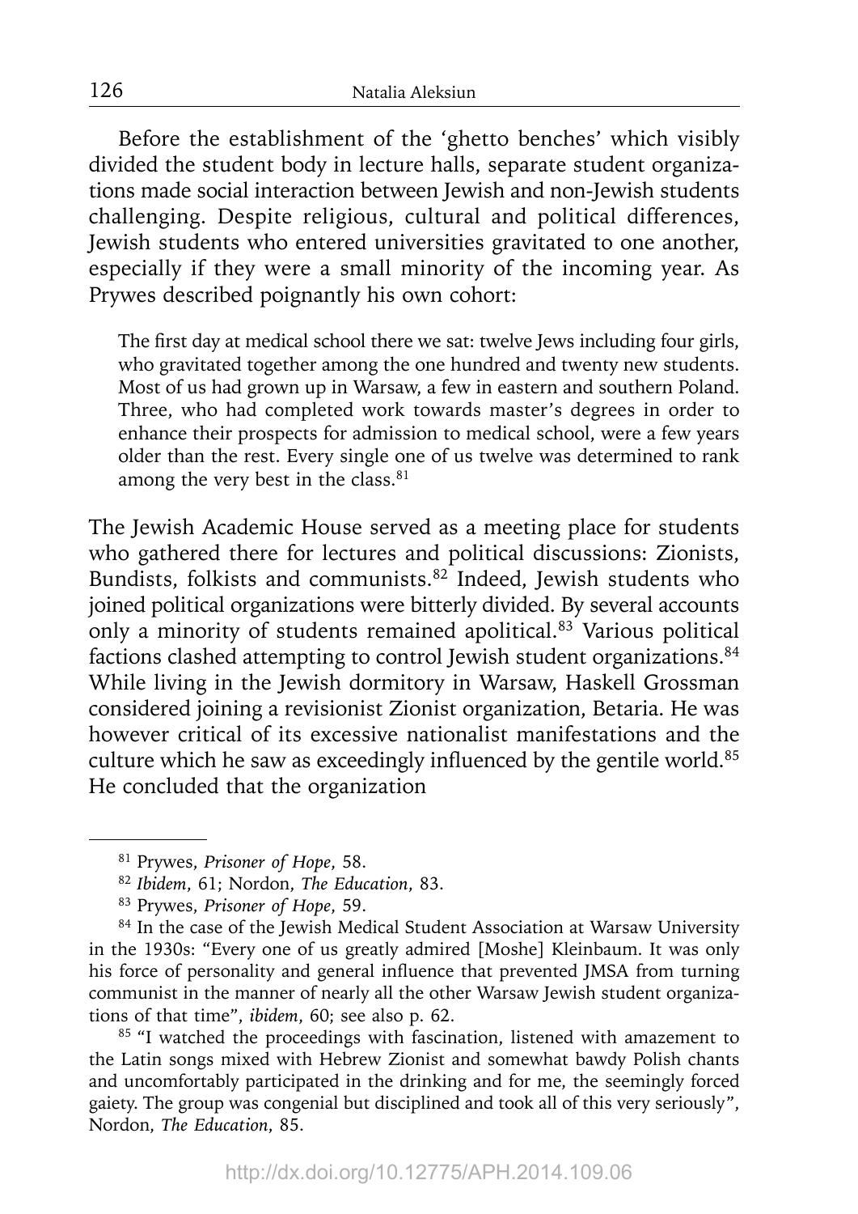Before the establishment of the 'ghetto benches' which visibly divided the student body in lecture halls, separate student organizations made social interaction between Jewish and non-Jewish students challenging. Despite religious, cultural and political differences, Jewish students who entered universities gravitated to one another, especially if they were a small minority of the incoming year. As Prywes described poignantly his own cohort:

> The first day at medical school there we sat: twelve Jews including four girls, who gravitated together among the one hundred and twenty new students. Most of us had grown up in Warsaw, a few in eastern and southern Poland. Three, who had completed work towards master's degrees in order to enhance their prospects for admission to medical school, were a few years older than the rest. Every single one of us twelve was determined to rank among the very best in the class.[81]

The Jewish Academic House served as a meeting place for students who gathered there for lectures and political discussions: Zionists, Bundists, folkists and communists.[82] Indeed, Jewish students who joined political organizations were bitterly divided. By several accounts only a minority of students remained apolitical.[83] Various political factions clashed attempting to control Jewish student organizations.[84] While living in the Jewish dormitory in Warsaw, Haskell Grossman considered joining a revisionist Zionist organization, Betaria. He was however critical of its excessive nationalist manifestations and the culture which he saw as exceedingly influenced by the gentile world.[85] He concluded that the organization

---

[81] Prywes, *Prisoner of Hope*, 58.

[82] *Ibidem*, 61; Nordon, *The Education*, 83.

[83] Prywes, *Prisoner of Hope*, 59.

[84] In the case of the Jewish Medical Student Association at Warsaw University in the 1930s: "Every one of us greatly admired [Moshe] Kleinbaum. It was only his force of personality and general influence that prevented JMSA from turning communist in the manner of nearly all the other Warsaw Jewish student organizations of that time", *ibidem*, 60; see also p. 62.

[85] "I watched the proceedings with fascination, listened with amazement to the Latin songs mixed with Hebrew Zionist and somewhat bawdy Polish chants and uncomfortably participated in the drinking and for me, the seemingly forced gaiety. The group was congenial but disciplined and took all of this very seriously", Nordon, *The Education*, 85.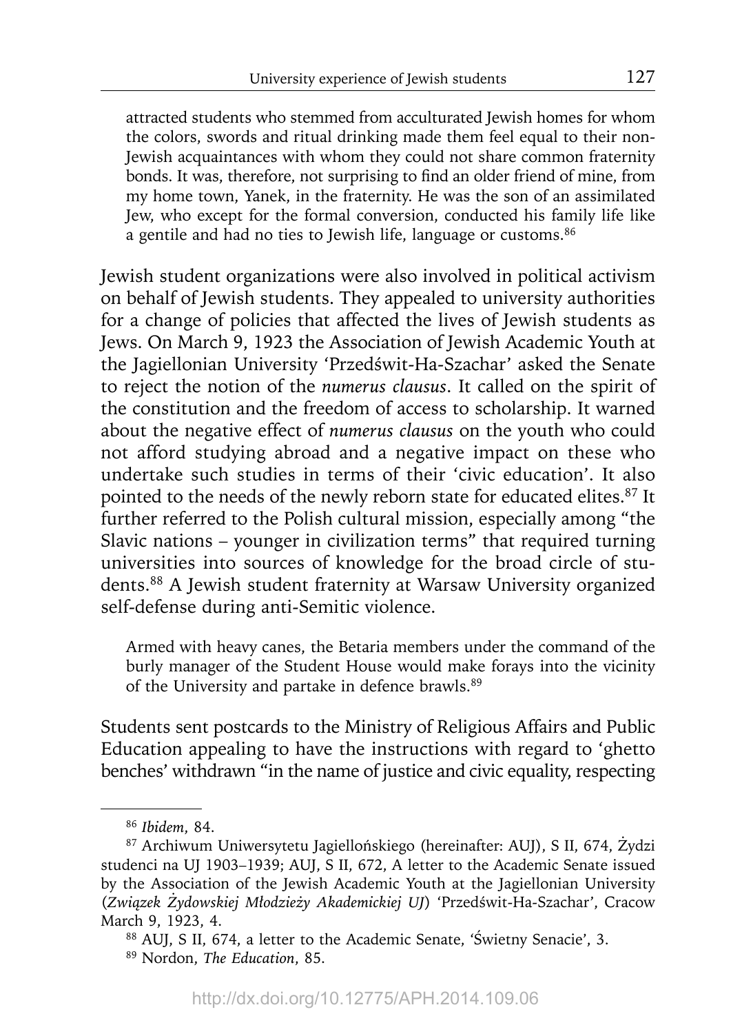> attracted students who stemmed from acculturated Jewish homes for whom the colors, swords and ritual drinking made them feel equal to their non-Jewish acquaintances with whom they could not share common fraternity bonds. It was, therefore, not surprising to find an older friend of mine, from my home town, Yanek, in the fraternity. He was the son of an assimilated Jew, who except for the formal conversion, conducted his family life like a gentile and had no ties to Jewish life, language or customs.[86]

Jewish student organizations were also involved in political activism on behalf of Jewish students. They appealed to university authorities for a change of policies that affected the lives of Jewish students as Jews. On March 9, 1923 the Association of Jewish Academic Youth at the Jagiellonian University 'Przedświt-Ha-Szachar' asked the Senate to reject the notion of the *numerus clausus*. It called on the spirit of the constitution and the freedom of access to scholarship. It warned about the negative effect of *numerus clausus* on the youth who could not afford studying abroad and a negative impact on these who undertake such studies in terms of their 'civic education'. It also pointed to the needs of the newly reborn state for educated elites.[87] It further referred to the Polish cultural mission, especially among "the Slavic nations – younger in civilization terms" that required turning universities into sources of knowledge for the broad circle of students.[88] A Jewish student fraternity at Warsaw University organized self-defense during anti-Semitic violence.

> Armed with heavy canes, the Betaria members under the command of the burly manager of the Student House would make forays into the vicinity of the University and partake in defence brawls.[89]

Students sent postcards to the Ministry of Religious Affairs and Public Education appealing to have the instructions with regard to 'ghetto benches' withdrawn "in the name of justice and civic equality, respecting

---

[86] *Ibidem*, 84.

[87] Archiwum Uniwersytetu Jagiellońskiego (hereinafter: AUJ), S II, 674, Żydzi studenci na UJ 1903–1939; AUJ, S II, 672, A letter to the Academic Senate issued by the Association of the Jewish Academic Youth at the Jagiellonian University (*Związek Żydowskiej Młodzieży Akademickiej UJ*) 'Przedświt-Ha-Szachar', Cracow March 9, 1923, 4.

[88] AUJ, S II, 674, a letter to the Academic Senate, 'Świetny Senacie', 3.

[89] Nordon, *The Education*, 85.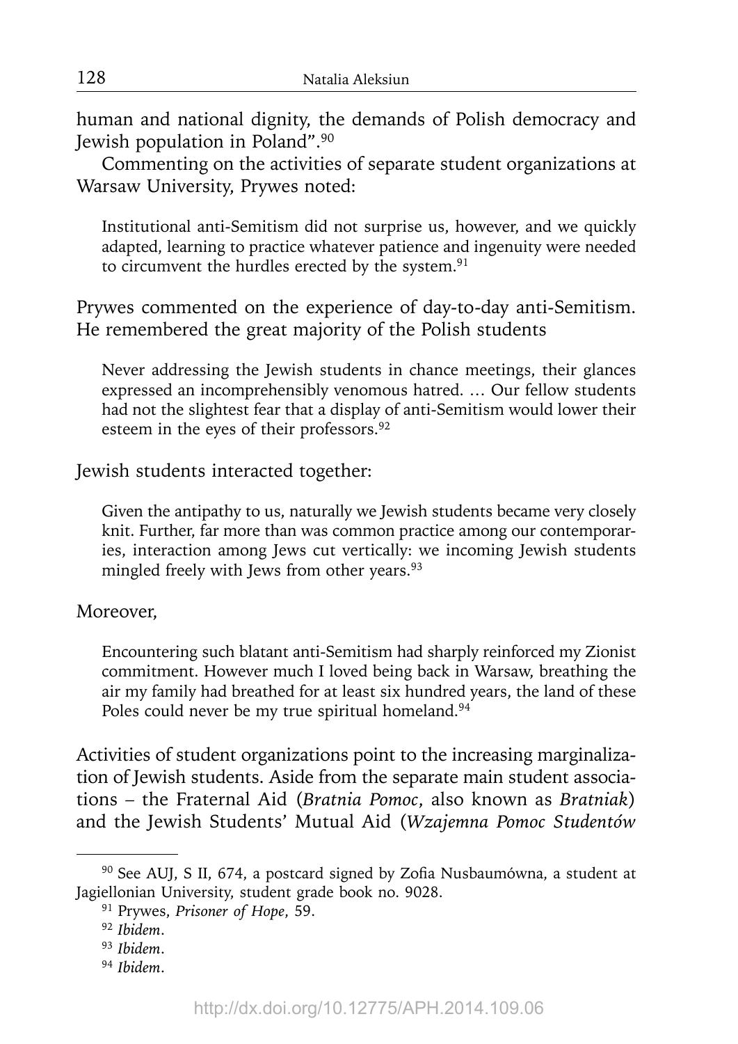human and national dignity, the demands of Polish democracy and Jewish population in Poland".[90]

Commenting on the activities of separate student organizations at Warsaw University, Prywes noted:

> Institutional anti-Semitism did not surprise us, however, and we quickly adapted, learning to practice whatever patience and ingenuity were needed to circumvent the hurdles erected by the system.[91]

Prywes commented on the experience of day-to-day anti-Semitism. He remembered the great majority of the Polish students

> Never addressing the Jewish students in chance meetings, their glances expressed an incomprehensibly venomous hatred. … Our fellow students had not the slightest fear that a display of anti-Semitism would lower their esteem in the eyes of their professors.[92]

Jewish students interacted together:

> Given the antipathy to us, naturally we Jewish students became very closely knit. Further, far more than was common practice among our contemporaries, interaction among Jews cut vertically: we incoming Jewish students mingled freely with Jews from other years.[93]

Moreover,

> Encountering such blatant anti-Semitism had sharply reinforced my Zionist commitment. However much I loved being back in Warsaw, breathing the air my family had breathed for at least six hundred years, the land of these Poles could never be my true spiritual homeland.[94]

Activities of student organizations point to the increasing marginalization of Jewish students. Aside from the separate main student associations – the Fraternal Aid (*Bratnia Pomoc*, also known as *Bratniak*) and the Jewish Students' Mutual Aid (*Wzajemna Pomoc Studentów*

---

[90] See AUJ, S II, 674, a postcard signed by Zofia Nusbaumówna, a student at Jagiellonian University, student grade book no. 9028.

[91] Prywes, *Prisoner of Hope*, 59.

[92] *Ibidem*.

[93] *Ibidem*.

[94] *Ibidem*.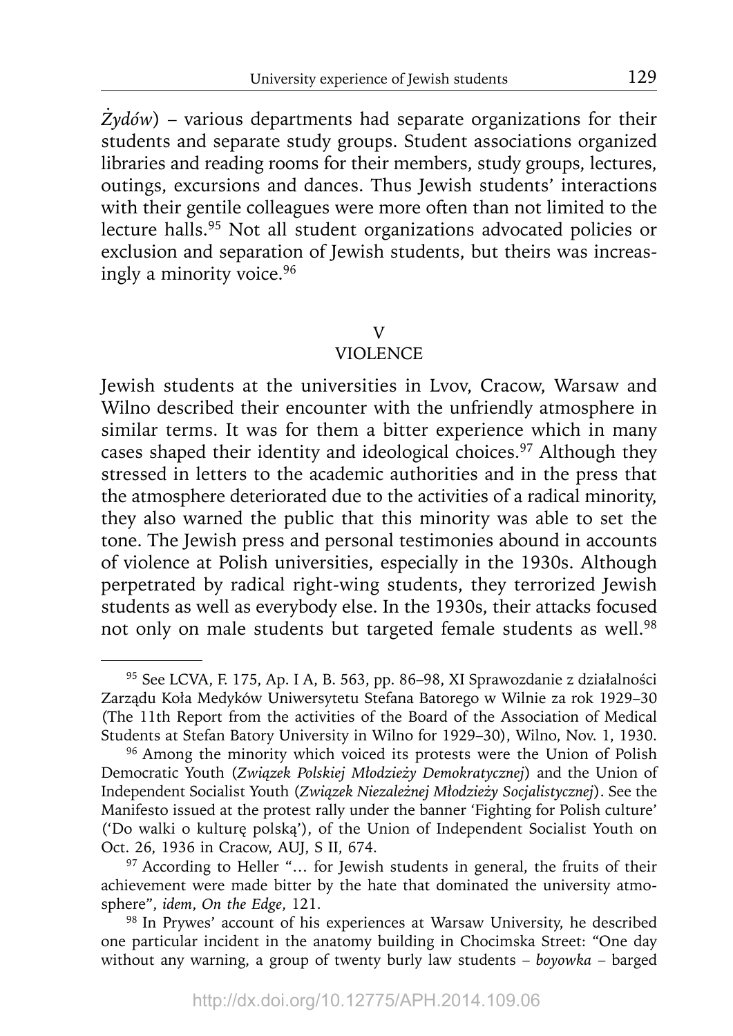*Żydów*) – various departments had separate organizations for their students and separate study groups. Student associations organized libraries and reading rooms for their members, study groups, lectures, outings, excursions and dances. Thus Jewish students' interactions with their gentile colleagues were more often than not limited to the lecture halls.[95] Not all student organizations advocated policies or exclusion and separation of Jewish students, but theirs was increasingly a minority voice.[96]

## V
## VIOLENCE

Jewish students at the universities in Lvov, Cracow, Warsaw and Wilno described their encounter with the unfriendly atmosphere in similar terms. It was for them a bitter experience which in many cases shaped their identity and ideological choices.[97] Although they stressed in letters to the academic authorities and in the press that the atmosphere deteriorated due to the activities of a radical minority, they also warned the public that this minority was able to set the tone. The Jewish press and personal testimonies abound in accounts of violence at Polish universities, especially in the 1930s. Although perpetrated by radical right-wing students, they terrorized Jewish students as well as everybody else. In the 1930s, their attacks focused not only on male students but targeted female students as well.[98]

---

[95] See LCVA, F. 175, Ap. I A, B. 563, pp. 86–98, XI Sprawozdanie z działalności Zarządu Koła Medyków Uniwersytetu Stefana Batorego w Wilnie za rok 1929–30 (The 11th Report from the activities of the Board of the Association of Medical Students at Stefan Batory University in Wilno for 1929–30), Wilno, Nov. 1, 1930.

[96] Among the minority which voiced its protests were the Union of Polish Democratic Youth (*Związek Polskiej Młodzieży Demokratycznej*) and the Union of Independent Socialist Youth (*Związek Niezależnej Młodzieży Socjalistycznej*). See the Manifesto issued at the protest rally under the banner 'Fighting for Polish culture' ('Do walki o kulturę polską'), of the Union of Independent Socialist Youth on Oct. 26, 1936 in Cracow, AUJ, S II, 674.

[97] According to Heller "… for Jewish students in general, the fruits of their achievement were made bitter by the hate that dominated the university atmosphere", *idem*, *On the Edge*, 121.

[98] In Prywes' account of his experiences at Warsaw University, he described one particular incident in the anatomy building in Chocimska Street: "One day without any warning, a group of twenty burly law students – *boyowka* – barged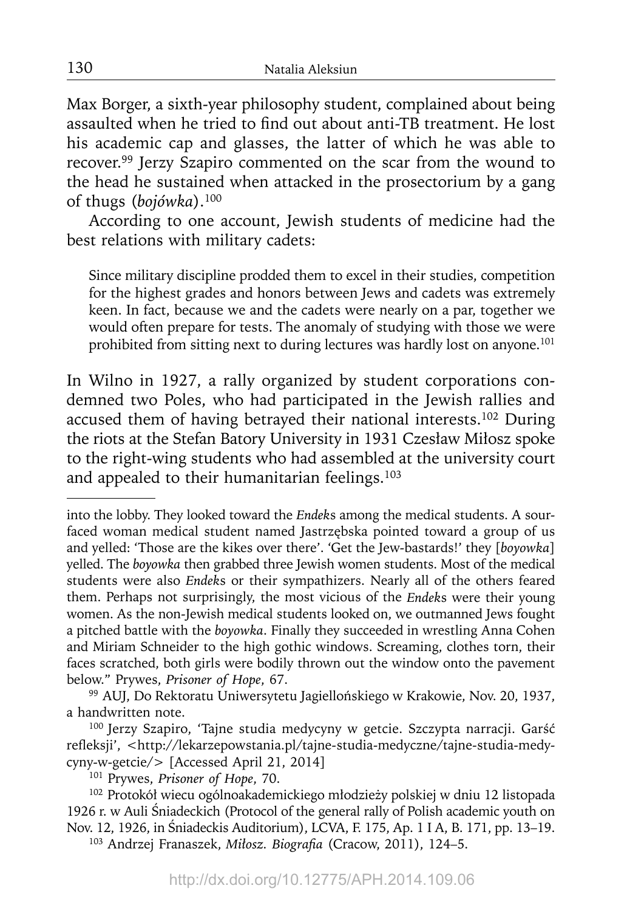Max Borger, a sixth-year philosophy student, complained about being assaulted when he tried to find out about anti-TB treatment. He lost his academic cap and glasses, the latter of which he was able to recover.[99] Jerzy Szapiro commented on the scar from the wound to the head he sustained when attacked in the prosectorium by a gang of thugs (*bojówka*).[100]

According to one account, Jewish students of medicine had the best relations with military cadets:

> Since military discipline prodded them to excel in their studies, competition for the highest grades and honors between Jews and cadets was extremely keen. In fact, because we and the cadets were nearly on a par, together we would often prepare for tests. The anomaly of studying with those we were prohibited from sitting next to during lectures was hardly lost on anyone.[101]

In Wilno in 1927, a rally organized by student corporations condemned two Poles, who had participated in the Jewish rallies and accused them of having betrayed their national interests.[102] During the riots at the Stefan Batory University in 1931 Czesław Miłosz spoke to the right-wing students who had assembled at the university court and appealed to their humanitarian feelings.[103]

---

into the lobby. They looked toward the *Endek*s among the medical students. A sour-faced woman medical student named Jastrzębska pointed toward a group of us and yelled: 'Those are the kikes over there'. 'Get the Jew-bastards!' they [*boyowka*] yelled. The *boyowka* then grabbed three Jewish women students. Most of the medical students were also *Endek*s or their sympathizers. Nearly all of the others feared them. Perhaps not surprisingly, the most vicious of the *Endek*s were their young women. As the non-Jewish medical students looked on, we outmanned Jews fought a pitched battle with the *boyowka*. Finally they succeeded in wrestling Anna Cohen and Miriam Schneider to the high gothic windows. Screaming, clothes torn, their faces scratched, both girls were bodily thrown out the window onto the pavement below." Prywes, *Prisoner of Hope*, 67.

[99] AUJ, Do Rektoratu Uniwersytetu Jagiellońskiego w Krakowie, Nov. 20, 1937, a handwritten note.

[100] Jerzy Szapiro, 'Tajne studia medycyny w getcie. Szczypta narracji. Garść refleksji', <http://lekarzepowstania.pl/tajne-studia-medyczne/tajne-studia-medycyny-w-getcie/> [Accessed April 21, 2014]

[101] Prywes, *Prisoner of Hope*, 70.

[102] Protokół wiecu ogólnoakademickiego młodzieży polskiej w dniu 12 listopada 1926 r. w Auli Śniadeckich (Protocol of the general rally of Polish academic youth on Nov. 12, 1926, in Śniadeckis Auditorium), LCVA, F. 175, Ap. 1 I A, B. 171, pp. 13–19.

[103] Andrzej Franaszek, *Miłosz. Biografia* (Cracow, 2011), 124–5.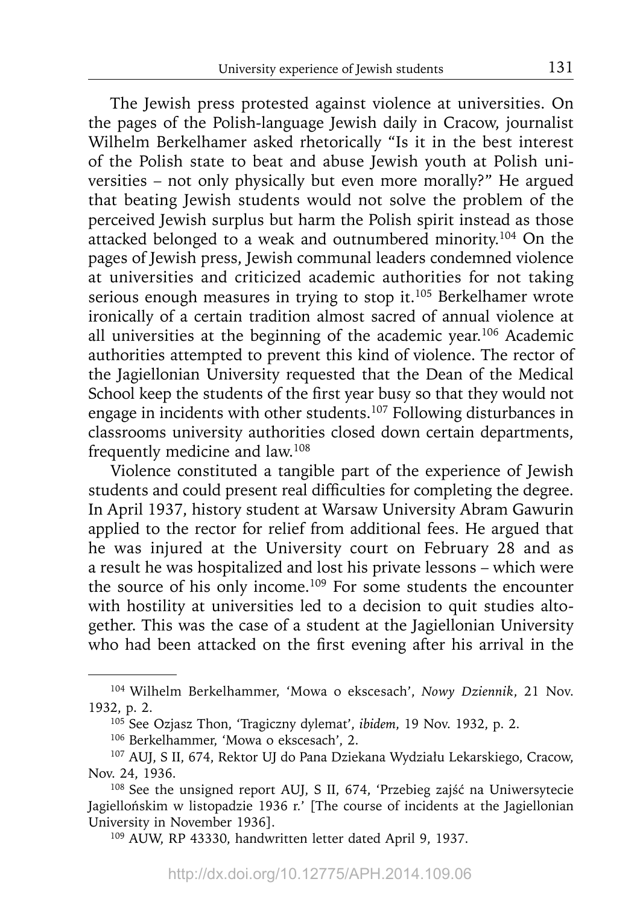The Jewish press protested against violence at universities. On the pages of the Polish-language Jewish daily in Cracow, journalist Wilhelm Berkelhamer asked rhetorically "Is it in the best interest of the Polish state to beat and abuse Jewish youth at Polish universities – not only physically but even more morally?" He argued that beating Jewish students would not solve the problem of the perceived Jewish surplus but harm the Polish spirit instead as those attacked belonged to a weak and outnumbered minority.[104] On the pages of Jewish press, Jewish communal leaders condemned violence at universities and criticized academic authorities for not taking serious enough measures in trying to stop it.[105] Berkelhamer wrote ironically of a certain tradition almost sacred of annual violence at all universities at the beginning of the academic year.[106] Academic authorities attempted to prevent this kind of violence. The rector of the Jagiellonian University requested that the Dean of the Medical School keep the students of the first year busy so that they would not engage in incidents with other students.[107] Following disturbances in classrooms university authorities closed down certain departments, frequently medicine and law.[108]

Violence constituted a tangible part of the experience of Jewish students and could present real difficulties for completing the degree. In April 1937, history student at Warsaw University Abram Gawurin applied to the rector for relief from additional fees. He argued that he was injured at the University court on February 28 and as a result he was hospitalized and lost his private lessons – which were the source of his only income.[109] For some students the encounter with hostility at universities led to a decision to quit studies altogether. This was the case of a student at the Jagiellonian University who had been attacked on the first evening after his arrival in the

---

[104] Wilhelm Berkelhammer, 'Mowa o ekscesach', *Nowy Dziennik*, 21 Nov. 1932, p. 2.

[105] See Ozjasz Thon, 'Tragiczny dylemat', *ibidem*, 19 Nov. 1932, p. 2.

[106] Berkelhammer, 'Mowa o ekscesach', 2.

[107] AUJ, S II, 674, Rektor UJ do Pana Dziekana Wydziału Lekarskiego, Cracow, Nov. 24, 1936.

[108] See the unsigned report AUJ, S II, 674, 'Przebieg zajść na Uniwersytecie Jagiellońskim w listopadzie 1936 r.' [The course of incidents at the Jagiellonian University in November 1936].

[109] AUW, RP 43330, handwritten letter dated April 9, 1937.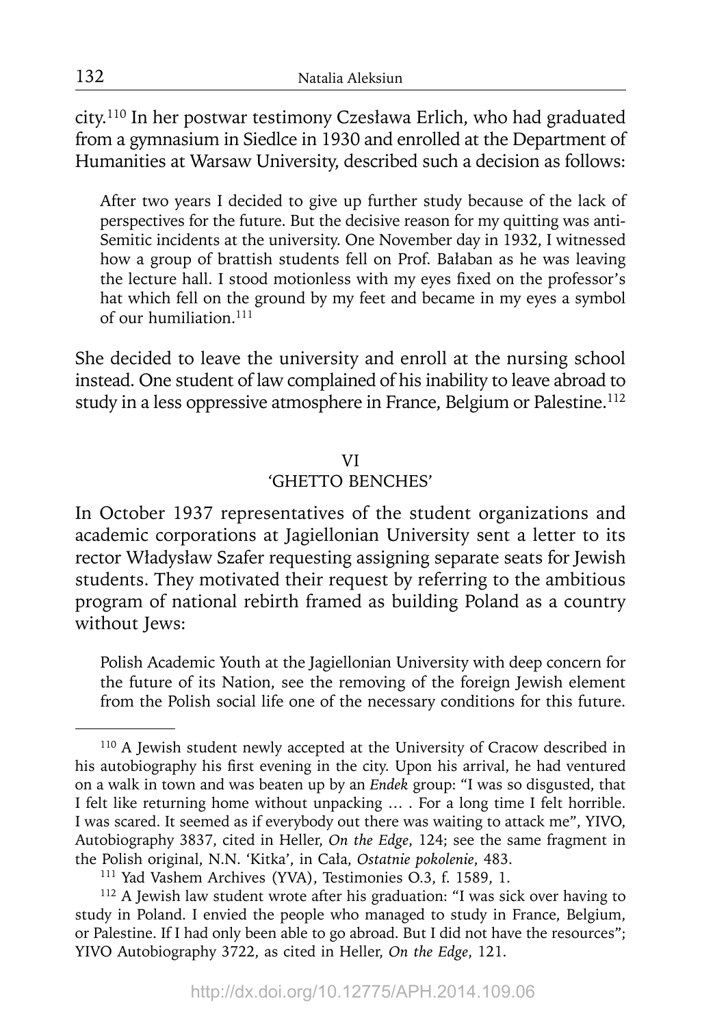city.[110] In her postwar testimony Czesława Erlich, who had graduated from a gymnasium in Siedlce in 1930 and enrolled at the Department of Humanities at Warsaw University, described such a decision as follows:

> After two years I decided to give up further study because of the lack of perspectives for the future. But the decisive reason for my quitting was anti-Semitic incidents at the university. One November day in 1932, I witnessed how a group of brattish students fell on Prof. Bałaban as he was leaving the lecture hall. I stood motionless with my eyes fixed on the professor's hat which fell on the ground by my feet and became in my eyes a symbol of our humiliation.[111]

She decided to leave the university and enroll at the nursing school instead. One student of law complained of his inability to leave abroad to study in a less oppressive atmosphere in France, Belgium or Palestine.[112]

## VI
## 'GHETTO BENCHES'

In October 1937 representatives of the student organizations and academic corporations at Jagiellonian University sent a letter to its rector Władysław Szafer requesting assigning separate seats for Jewish students. They motivated their request by referring to the ambitious program of national rebirth framed as building Poland as a country without Jews:

> Polish Academic Youth at the Jagiellonian University with deep concern for the future of its Nation, see the removing of the foreign Jewish element from the Polish social life one of the necessary conditions for this future.

---

[110] A Jewish student newly accepted at the University of Cracow described in his autobiography his first evening in the city. Upon his arrival, he had ventured on a walk in town and was beaten up by an *Endek* group: "I was so disgusted, that I felt like returning home without unpacking … . For a long time I felt horrible. I was scared. It seemed as if everybody out there was waiting to attack me", YIVO, Autobiography 3837, cited in Heller, *On the Edge*, 124; see the same fragment in the Polish original, N.N. 'Kitka', in Cała, *Ostatnie pokolenie*, 483.

[111] Yad Vashem Archives (YVA), Testimonies O.3, f. 1589, 1.

[112] A Jewish law student wrote after his graduation: "I was sick over having to study in Poland. I envied the people who managed to study in France, Belgium, or Palestine. If I had only been able to go abroad. But I did not have the resources"; YIVO Autobiography 3722, as cited in Heller, *On the Edge*, 121.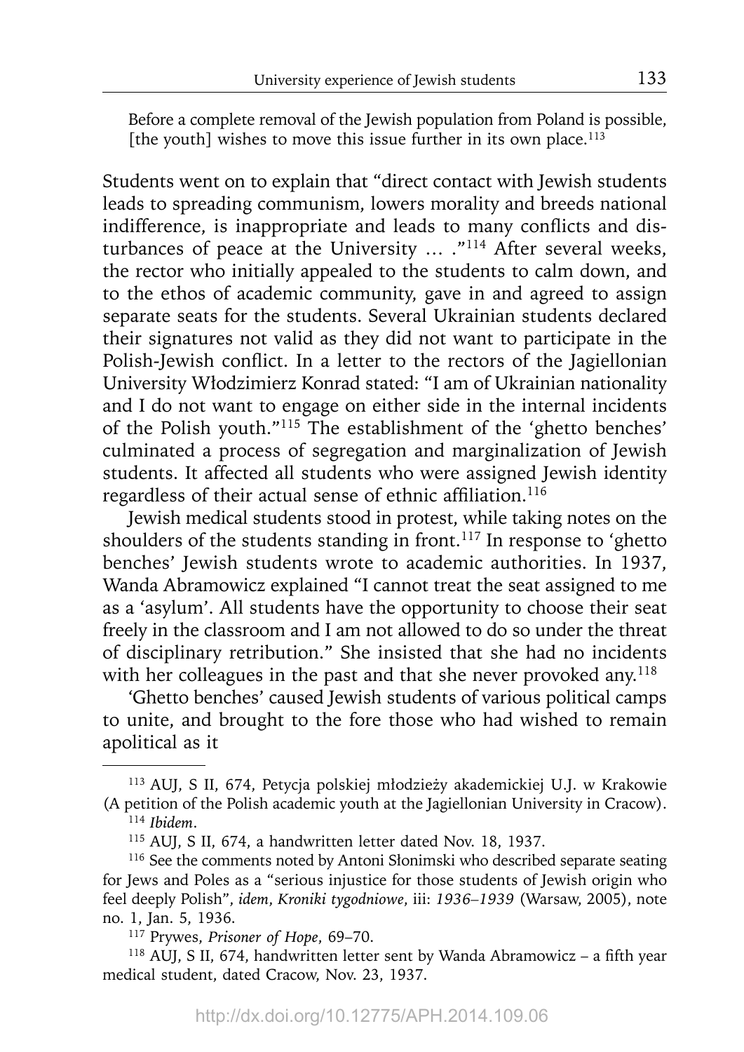> Before a complete removal of the Jewish population from Poland is possible, [the youth] wishes to move this issue further in its own place.[113]

Students went on to explain that "direct contact with Jewish students leads to spreading communism, lowers morality and breeds national indifference, is inappropriate and leads to many conflicts and disturbances of peace at the University … ."[114] After several weeks, the rector who initially appealed to the students to calm down, and to the ethos of academic community, gave in and agreed to assign separate seats for the students. Several Ukrainian students declared their signatures not valid as they did not want to participate in the Polish-Jewish conflict. In a letter to the rectors of the Jagiellonian University Włodzimierz Konrad stated: "I am of Ukrainian nationality and I do not want to engage on either side in the internal incidents of the Polish youth."[115] The establishment of the 'ghetto benches' culminated a process of segregation and marginalization of Jewish students. It affected all students who were assigned Jewish identity regardless of their actual sense of ethnic affiliation.[116]

Jewish medical students stood in protest, while taking notes on the shoulders of the students standing in front.[117] In response to 'ghetto benches' Jewish students wrote to academic authorities. In 1937, Wanda Abramowicz explained "I cannot treat the seat assigned to me as a 'asylum'. All students have the opportunity to choose their seat freely in the classroom and I am not allowed to do so under the threat of disciplinary retribution." She insisted that she had no incidents with her colleagues in the past and that she never provoked any.[118]

'Ghetto benches' caused Jewish students of various political camps to unite, and brought to the fore those who had wished to remain apolitical as it

---

[113] AUJ, S II, 674, Petycja polskiej młodzieży akademickiej U.J. w Krakowie (A petition of the Polish academic youth at the Jagiellonian University in Cracow).

[114] *Ibidem*.

[115] AUJ, S II, 674, a handwritten letter dated Nov. 18, 1937.

[116] See the comments noted by Antoni Słonimski who described separate seating for Jews and Poles as a "serious injustice for those students of Jewish origin who feel deeply Polish", *idem*, *Kroniki tygodniowe*, iii: *1936–1939* (Warsaw, 2005), note no. 1, Jan. 5, 1936.

[117] Prywes, *Prisoner of Hope*, 69–70.

[118] AUJ, S II, 674, handwritten letter sent by Wanda Abramowicz – a fifth year medical student, dated Cracow, Nov. 23, 1937.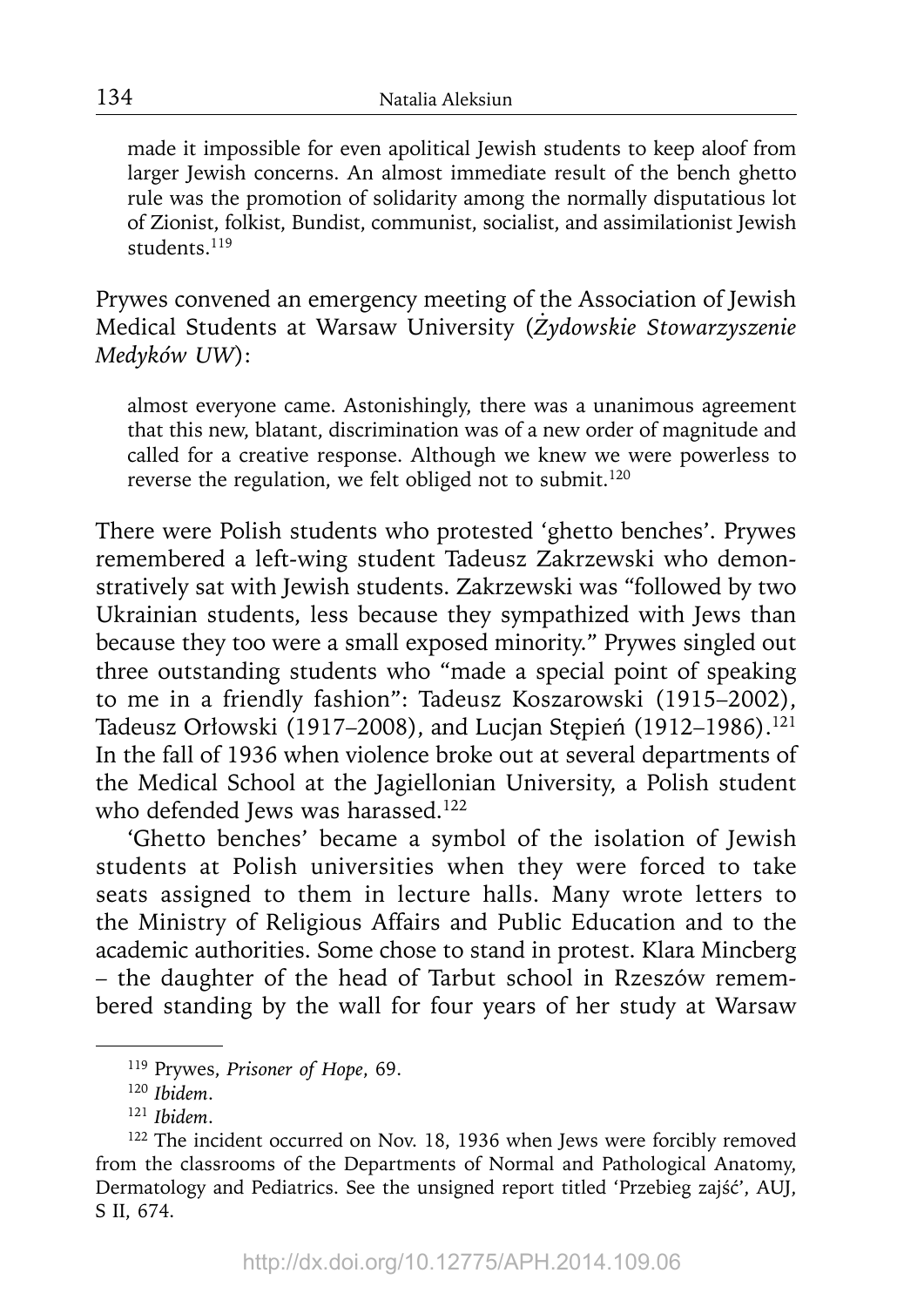> made it impossible for even apolitical Jewish students to keep aloof from larger Jewish concerns. An almost immediate result of the bench ghetto rule was the promotion of solidarity among the normally disputatious lot of Zionist, folkist, Bundist, communist, socialist, and assimilationist Jewish students.[119]

Prywes convened an emergency meeting of the Association of Jewish Medical Students at Warsaw University (*Żydowskie Stowarzyszenie Medyków UW*):

> almost everyone came. Astonishingly, there was a unanimous agreement that this new, blatant, discrimination was of a new order of magnitude and called for a creative response. Although we knew we were powerless to reverse the regulation, we felt obliged not to submit.[120]

There were Polish students who protested 'ghetto benches'. Prywes remembered a left-wing student Tadeusz Zakrzewski who demonstratively sat with Jewish students. Zakrzewski was "followed by two Ukrainian students, less because they sympathized with Jews than because they too were a small exposed minority." Prywes singled out three outstanding students who "made a special point of speaking to me in a friendly fashion": Tadeusz Koszarowski (1915–2002), Tadeusz Orłowski (1917–2008), and Lucjan Stępień (1912–1986).[121] In the fall of 1936 when violence broke out at several departments of the Medical School at the Jagiellonian University, a Polish student who defended Jews was harassed.[122]

'Ghetto benches' became a symbol of the isolation of Jewish students at Polish universities when they were forced to take seats assigned to them in lecture halls. Many wrote letters to the Ministry of Religious Affairs and Public Education and to the academic authorities. Some chose to stand in protest. Klara Mincberg – the daughter of the head of Tarbut school in Rzeszów remembered standing by the wall for four years of her study at Warsaw

---

[119] Prywes, *Prisoner of Hope*, 69.

[120] *Ibidem*.

[121] *Ibidem*.

[122] The incident occurred on Nov. 18, 1936 when Jews were forcibly removed from the classrooms of the Departments of Normal and Pathological Anatomy, Dermatology and Pediatrics. See the unsigned report titled 'Przebieg zajść', AUJ, S II, 674.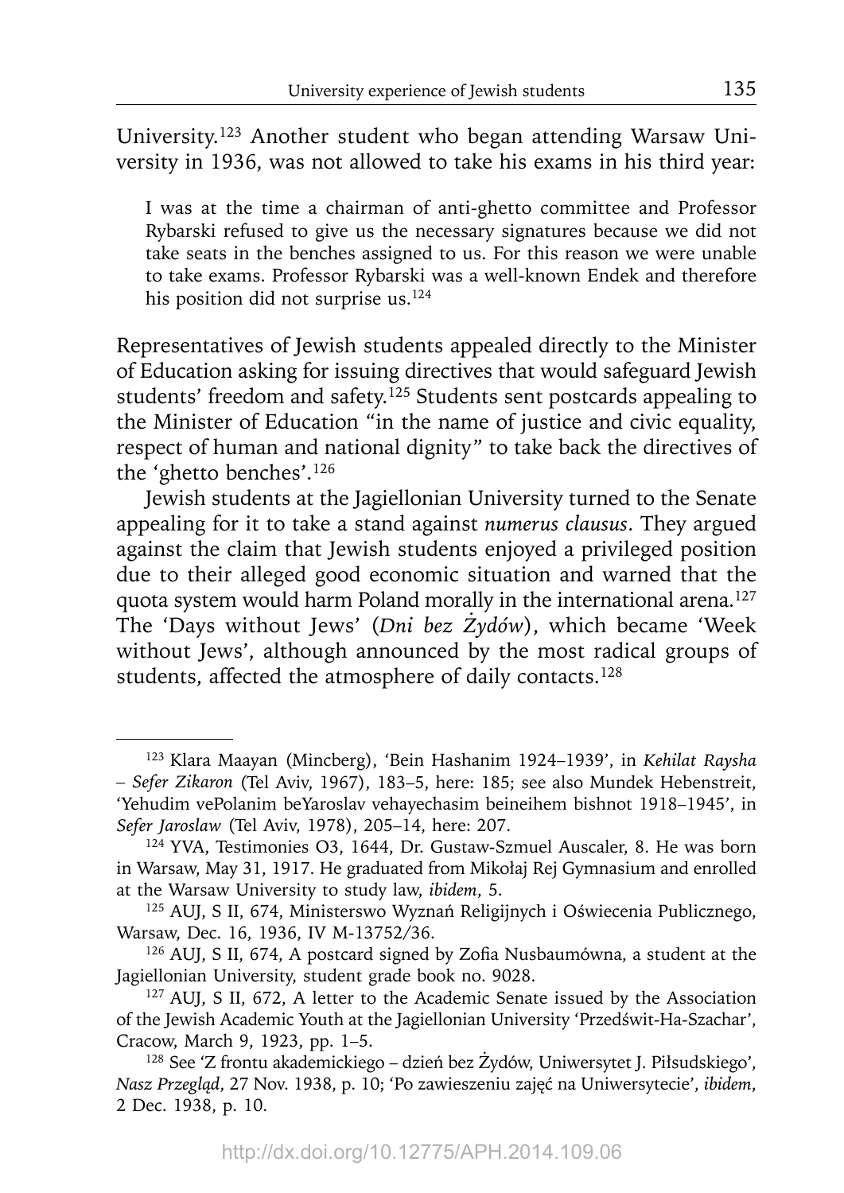University.[123] Another student who began attending Warsaw University in 1936, was not allowed to take his exams in his third year:

> I was at the time a chairman of anti-ghetto committee and Professor Rybarski refused to give us the necessary signatures because we did not take seats in the benches assigned to us. For this reason we were unable to take exams. Professor Rybarski was a well-known Endek and therefore his position did not surprise us.[124]

Representatives of Jewish students appealed directly to the Minister of Education asking for issuing directives that would safeguard Jewish students' freedom and safety.[125] Students sent postcards appealing to the Minister of Education "in the name of justice and civic equality, respect of human and national dignity" to take back the directives of the 'ghetto benches'.[126]

Jewish students at the Jagiellonian University turned to the Senate appealing for it to take a stand against *numerus clausus*. They argued against the claim that Jewish students enjoyed a privileged position due to their alleged good economic situation and warned that the quota system would harm Poland morally in the international arena.[127] The 'Days without Jews' (*Dni bez Żydów*), which became 'Week without Jews', although announced by the most radical groups of students, affected the atmosphere of daily contacts.[128]

---

[123] Klara Maayan (Mincberg), 'Bein Hashanim 1924–1939', in *Kehilat Raysha – Sefer Zikaron* (Tel Aviv, 1967), 183–5, here: 185; see also Mundek Hebenstreit, 'Yehudim vePolanim beYaroslav vehayechasim beineihem bishnot 1918–1945', in *Sefer Jaroslaw* (Tel Aviv, 1978), 205–14, here: 207.

[124] YVA, Testimonies O3, 1644, Dr. Gustaw-Szmuel Auscaler, 8. He was born in Warsaw, May 31, 1917. He graduated from Mikołaj Rej Gymnasium and enrolled at the Warsaw University to study law, *ibidem*, 5.

[125] AUJ, S II, 674, Ministerswo Wyznań Religijnych i Oświecenia Publicznego, Warsaw, Dec. 16, 1936, IV M-13752/36.

[126] AUJ, S II, 674, A postcard signed by Zofia Nusbaumówna, a student at the Jagiellonian University, student grade book no. 9028.

[127] AUJ, S II, 672, A letter to the Academic Senate issued by the Association of the Jewish Academic Youth at the Jagiellonian University 'Przedświt-Ha-Szachar', Cracow, March 9, 1923, pp. 1–5.

[128] See 'Z frontu akademickiego – dzień bez Żydów, Uniwersytet J. Piłsudskiego', *Nasz Przegląd*, 27 Nov. 1938, p. 10; 'Po zawieszeniu zajęć na Uniwersytecie', *ibidem*, 2 Dec. 1938, p. 10.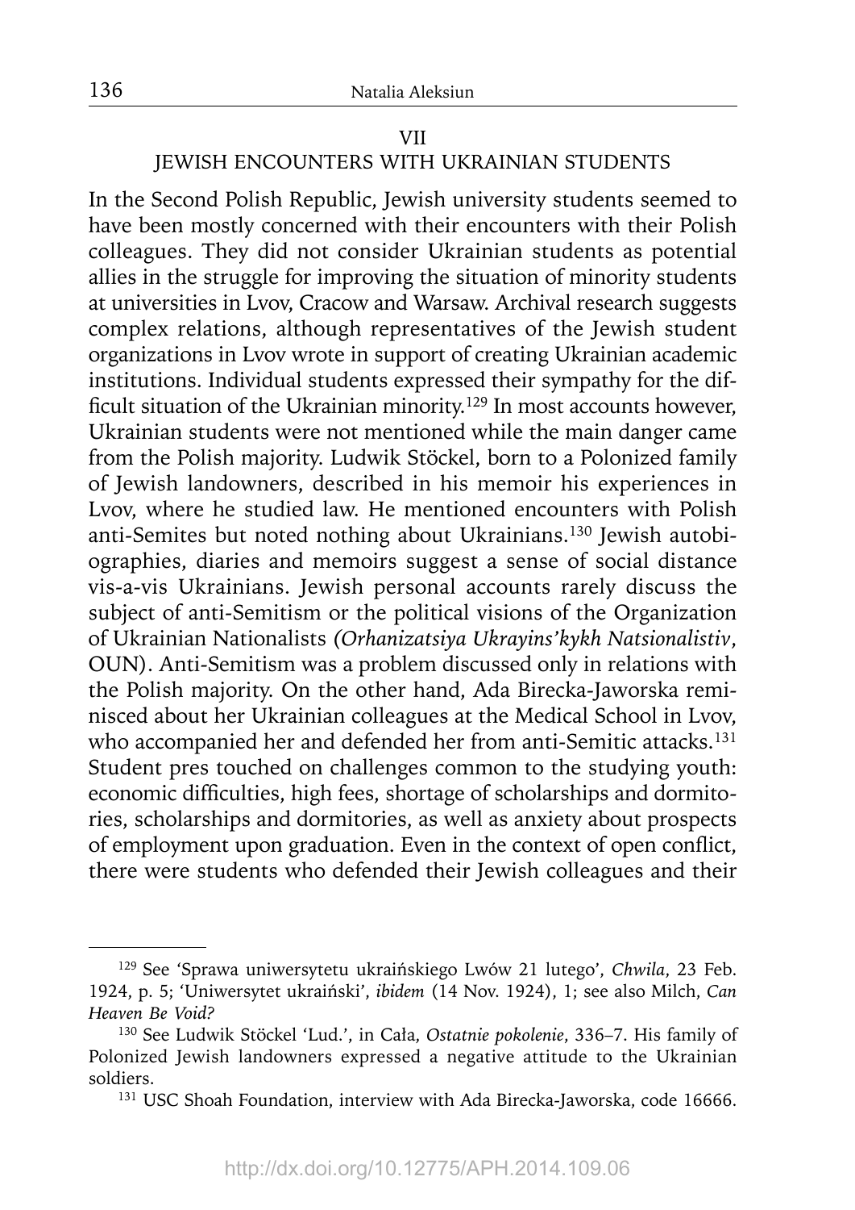## VII

## JEWISH ENCOUNTERS WITH UKRAINIAN STUDENTS

In the Second Polish Republic, Jewish university students seemed to have been mostly concerned with their encounters with their Polish colleagues. They did not consider Ukrainian students as potential allies in the struggle for improving the situation of minority students at universities in Lvov, Cracow and Warsaw. Archival research suggests complex relations, although representatives of the Jewish student organizations in Lvov wrote in support of creating Ukrainian academic institutions. Individual students expressed their sympathy for the difficult situation of the Ukrainian minority.[129] In most accounts however, Ukrainian students were not mentioned while the main danger came from the Polish majority. Ludwik Stöckel, born to a Polonized family of Jewish landowners, described in his memoir his experiences in Lvov, where he studied law. He mentioned encounters with Polish anti-Semites but noted nothing about Ukrainians.[130] Jewish autobiographies, diaries and memoirs suggest a sense of social distance vis-a-vis Ukrainians. Jewish personal accounts rarely discuss the subject of anti-Semitism or the political visions of the Organization of Ukrainian Nationalists *(Orhanizatsiya Ukrayins'kykh Natsionalistiv*, OUN). Anti-Semitism was a problem discussed only in relations with the Polish majority. On the other hand, Ada Birecka-Jaworska reminisced about her Ukrainian colleagues at the Medical School in Lvov, who accompanied her and defended her from anti-Semitic attacks.[131] Student pres touched on challenges common to the studying youth: economic difficulties, high fees, shortage of scholarships and dormitories, scholarships and dormitories, as well as anxiety about prospects of employment upon graduation. Even in the context of open conflict, there were students who defended their Jewish colleagues and their

---

[129] See 'Sprawa uniwersytetu ukraińskiego Lwów 21 lutego', *Chwila*, 23 Feb. 1924, p. 5; 'Uniwersytet ukraiński', *ibidem* (14 Nov. 1924), 1; see also Milch, *Can Heaven Be Void?*

[130] See Ludwik Stöckel 'Lud.', in Cała, *Ostatnie pokolenie*, 336–7. His family of Polonized Jewish landowners expressed a negative attitude to the Ukrainian soldiers.

[131] USC Shoah Foundation, interview with Ada Birecka-Jaworska, code 16666.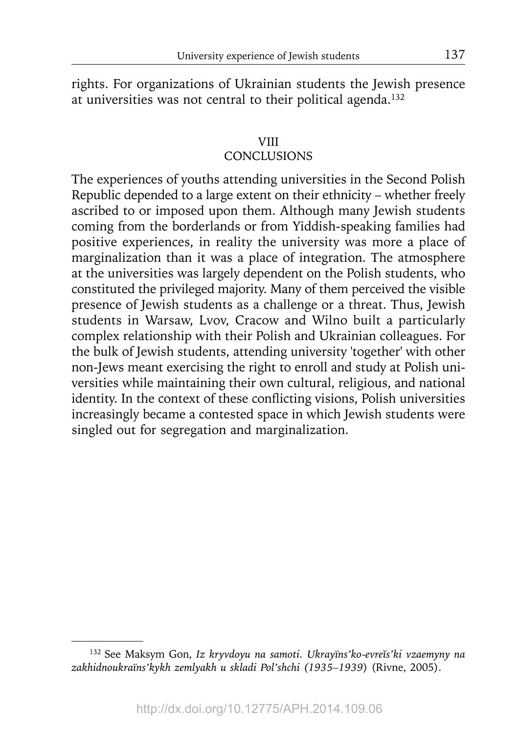rights. For organizations of Ukrainian students the Jewish presence at universities was not central to their political agenda.[132]

## VIII
## CONCLUSIONS

The experiences of youths attending universities in the Second Polish Republic depended to a large extent on their ethnicity – whether freely ascribed to or imposed upon them. Although many Jewish students coming from the borderlands or from Yiddish-speaking families had positive experiences, in reality the university was more a place of marginalization than it was a place of integration. The atmosphere at the universities was largely dependent on the Polish students, who constituted the privileged majority. Many of them perceived the visible presence of Jewish students as a challenge or a threat. Thus, Jewish students in Warsaw, Lvov, Cracow and Wilno built a particularly complex relationship with their Polish and Ukrainian colleagues. For the bulk of Jewish students, attending university 'together' with other non-Jews meant exercising the right to enroll and study at Polish universities while maintaining their own cultural, religious, and national identity. In the context of these conflicting visions, Polish universities increasingly became a contested space in which Jewish students were singled out for segregation and marginalization.

---

[132] See Maksym Gon, *Iz kryvdoyu na samoti. Ukrayïns'ko-evreïs'ki vzaemyny na zakhidnoukraïns'kykh zemlyakh u skladi Pol'shchi (1935–1939*) (Rivne, 2005).

http://dx.doi.org/10.12775/APH.2014.109.06